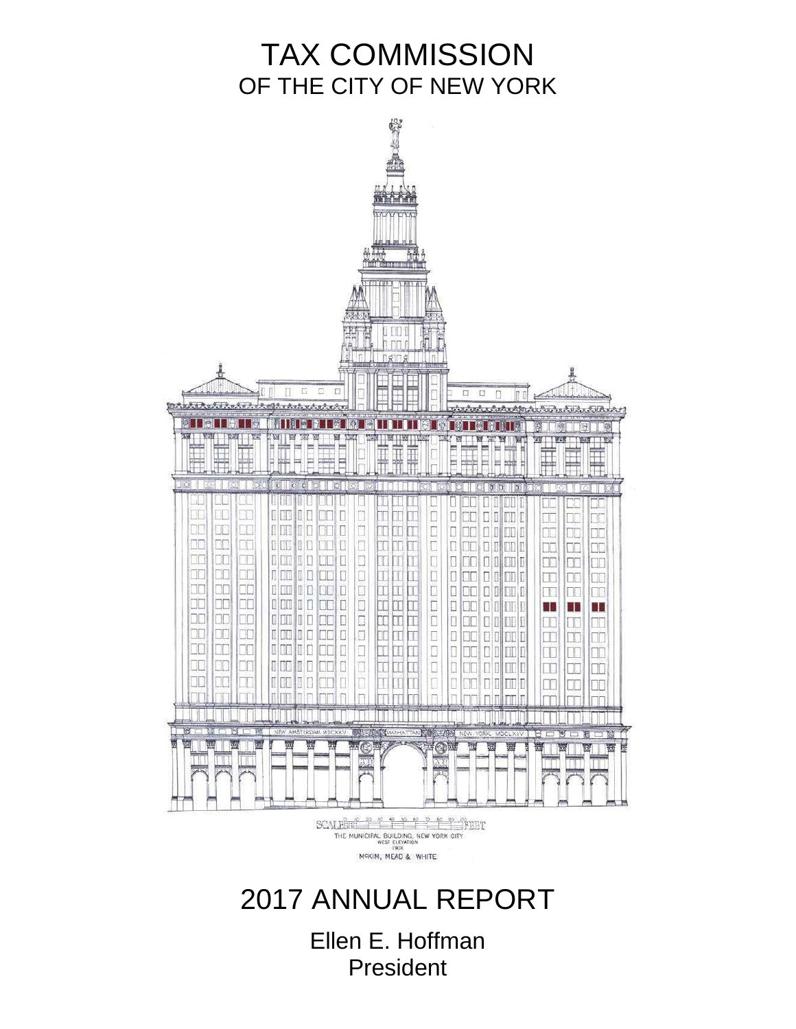# TAX COMMISSION
## OF THE CITY OF NEW YORK

SCALE FEET
THE MUNICIPAL BUILDING, NEW YORK CITY
WEST ELEVATION
1908
McKIM, MEAD & WHITE

# 2017 ANNUAL REPORT

Ellen E. Hoffman
President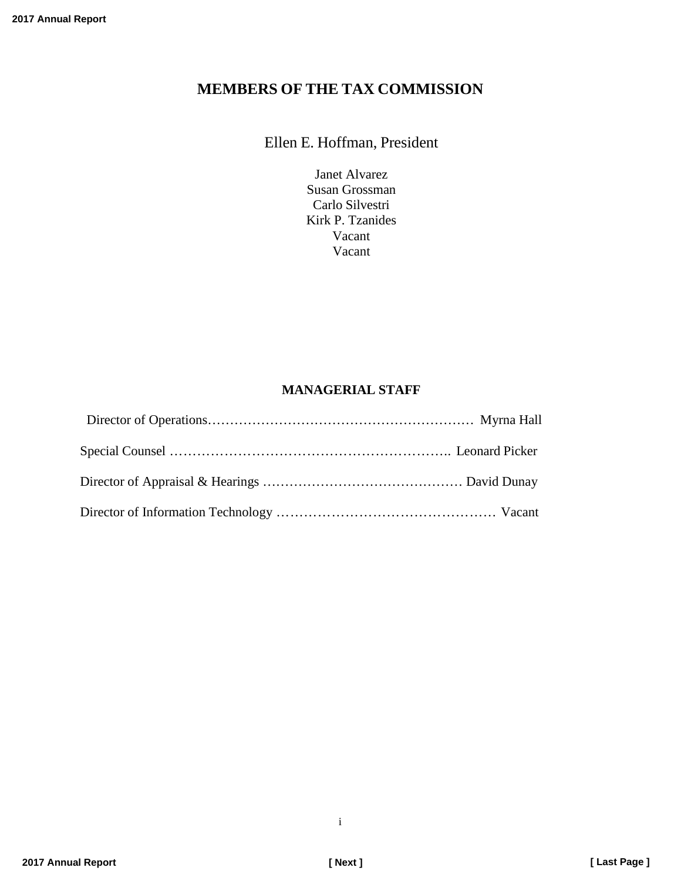# MEMBERS OF THE TAX COMMISSION

Ellen E. Hoffman, President

Janet Alvarez
Susan Grossman
Carlo Silvestri
Kirk P. Tzanides
Vacant
Vacant

## MANAGERIAL STAFF

Director of Operations…………………………………………………… Myrna Hall

Special Counsel …………………………………………………….. Leonard Picker

Director of Appraisal & Hearings ……………………………………… David Dunay

Director of Information Technology ………………………………………… Vacant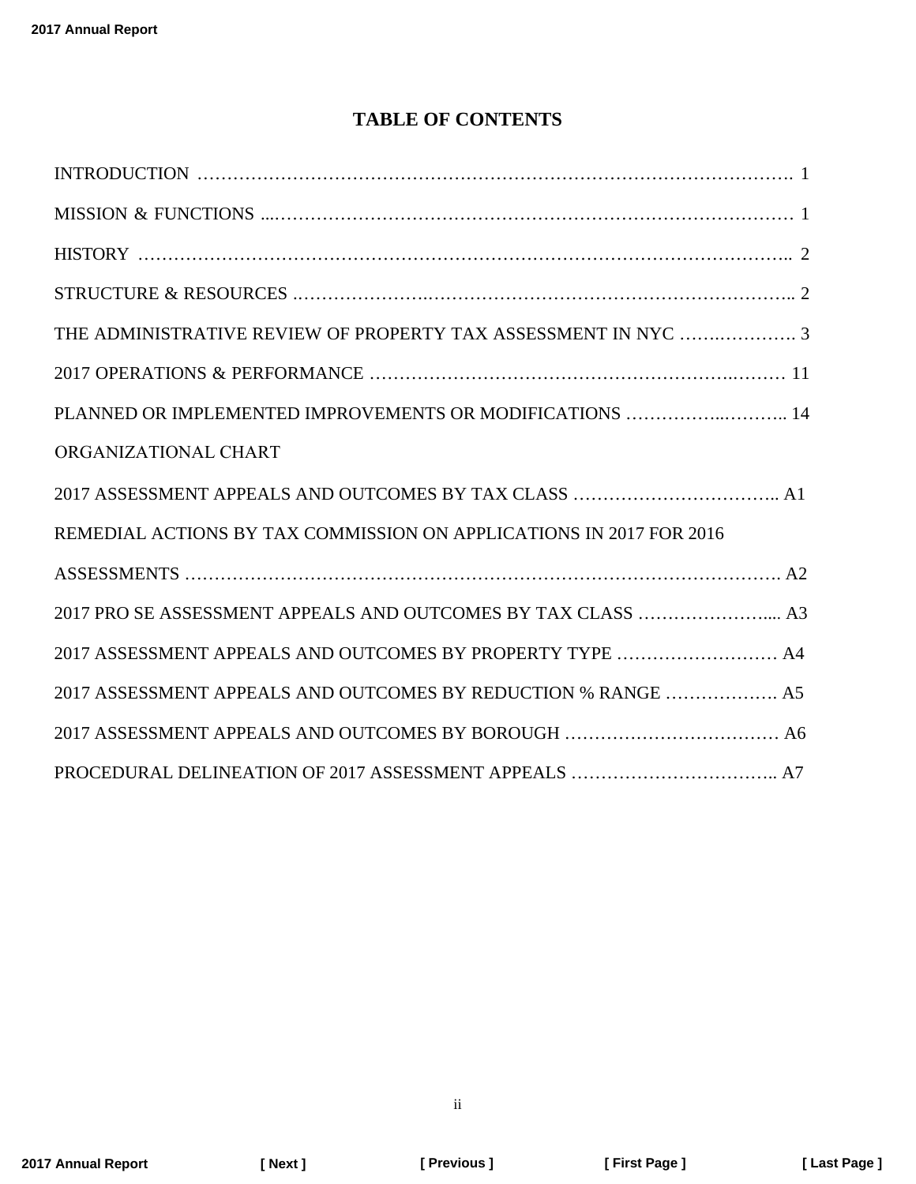# TABLE OF CONTENTS

INTRODUCTION ………………………………………………………………………………………. 1

MISSION & FUNCTIONS ...………………………………………………………………………… 1

HISTORY ………………………………………………………………………………………….. 2

STRUCTURE & RESOURCES .…………………….…………………………………………………….. 2

THE ADMINISTRATIVE REVIEW OF PROPERTY TAX ASSESSMENT IN NYC …….…………. 3

2017 OPERATIONS & PERFORMANCE …………………………………………………….……… 11

PLANNED OR IMPLEMENTED IMPROVEMENTS OR MODIFICATIONS ……………..……….. 14

ORGANIZATIONAL CHART

2017 ASSESSMENT APPEALS AND OUTCOMES BY TAX CLASS …………………………….. A1

REMEDIAL ACTIONS BY TAX COMMISSION ON APPLICATIONS IN 2017 FOR 2016 ASSESSMENTS ……………………………………………………………………………………. A2

2017 PRO SE ASSESSMENT APPEALS AND OUTCOMES BY TAX CLASS ………………….... A3

2017 ASSESSMENT APPEALS AND OUTCOMES BY PROPERTY TYPE ……………………… A4

2017 ASSESSMENT APPEALS AND OUTCOMES BY REDUCTION % RANGE ………………. A5

2017 ASSESSMENT APPEALS AND OUTCOMES BY BOROUGH ……………………………… A6

PROCEDURAL DELINEATION OF 2017 ASSESSMENT APPEALS …………………………….. A7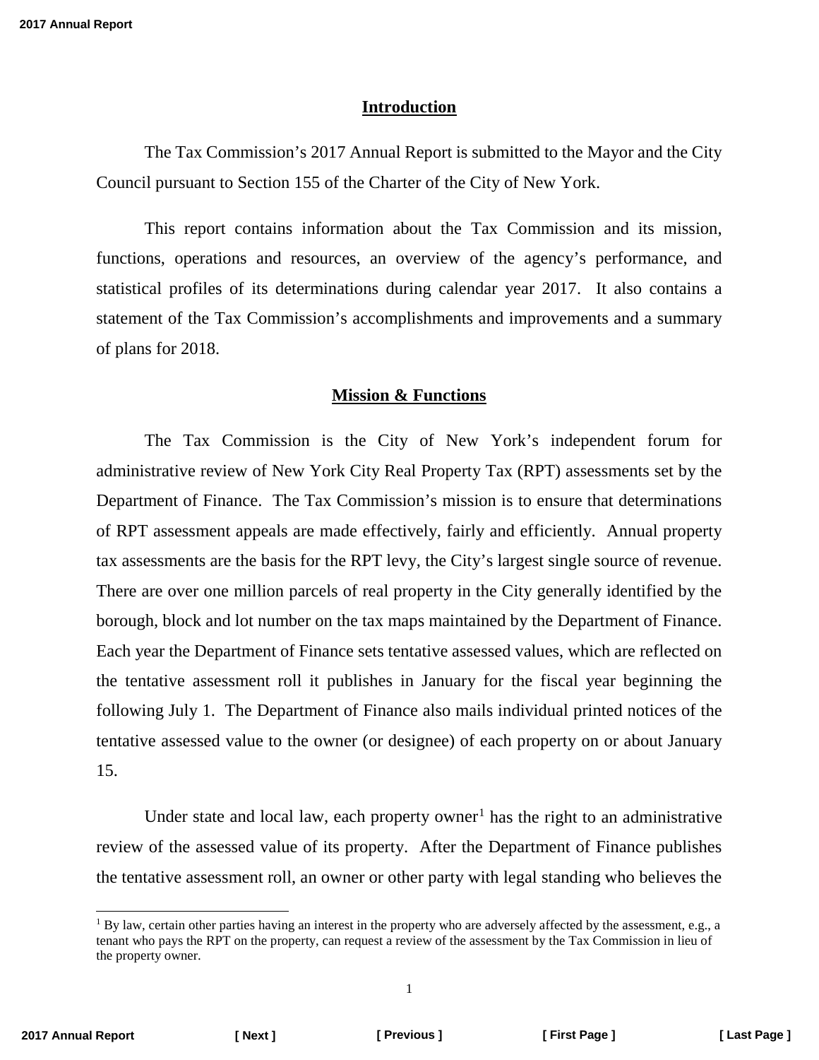## Introduction

The Tax Commission's 2017 Annual Report is submitted to the Mayor and the City Council pursuant to Section 155 of the Charter of the City of New York.

This report contains information about the Tax Commission and its mission, functions, operations and resources, an overview of the agency's performance, and statistical profiles of its determinations during calendar year 2017. It also contains a statement of the Tax Commission's accomplishments and improvements and a summary of plans for 2018.

## Mission & Functions

The Tax Commission is the City of New York's independent forum for administrative review of New York City Real Property Tax (RPT) assessments set by the Department of Finance. The Tax Commission's mission is to ensure that determinations of RPT assessment appeals are made effectively, fairly and efficiently. Annual property tax assessments are the basis for the RPT levy, the City's largest single source of revenue. There are over one million parcels of real property in the City generally identified by the borough, block and lot number on the tax maps maintained by the Department of Finance. Each year the Department of Finance sets tentative assessed values, which are reflected on the tentative assessment roll it publishes in January for the fiscal year beginning the following July 1. The Department of Finance also mails individual printed notices of the tentative assessed value to the owner (or designee) of each property on or about January 15.

Under state and local law, each property owner[1] has the right to an administrative review of the assessed value of its property. After the Department of Finance publishes the tentative assessment roll, an owner or other party with legal standing who believes the

[1] By law, certain other parties having an interest in the property who are adversely affected by the assessment, e.g., a tenant who pays the RPT on the property, can request a review of the assessment by the Tax Commission in lieu of the property owner.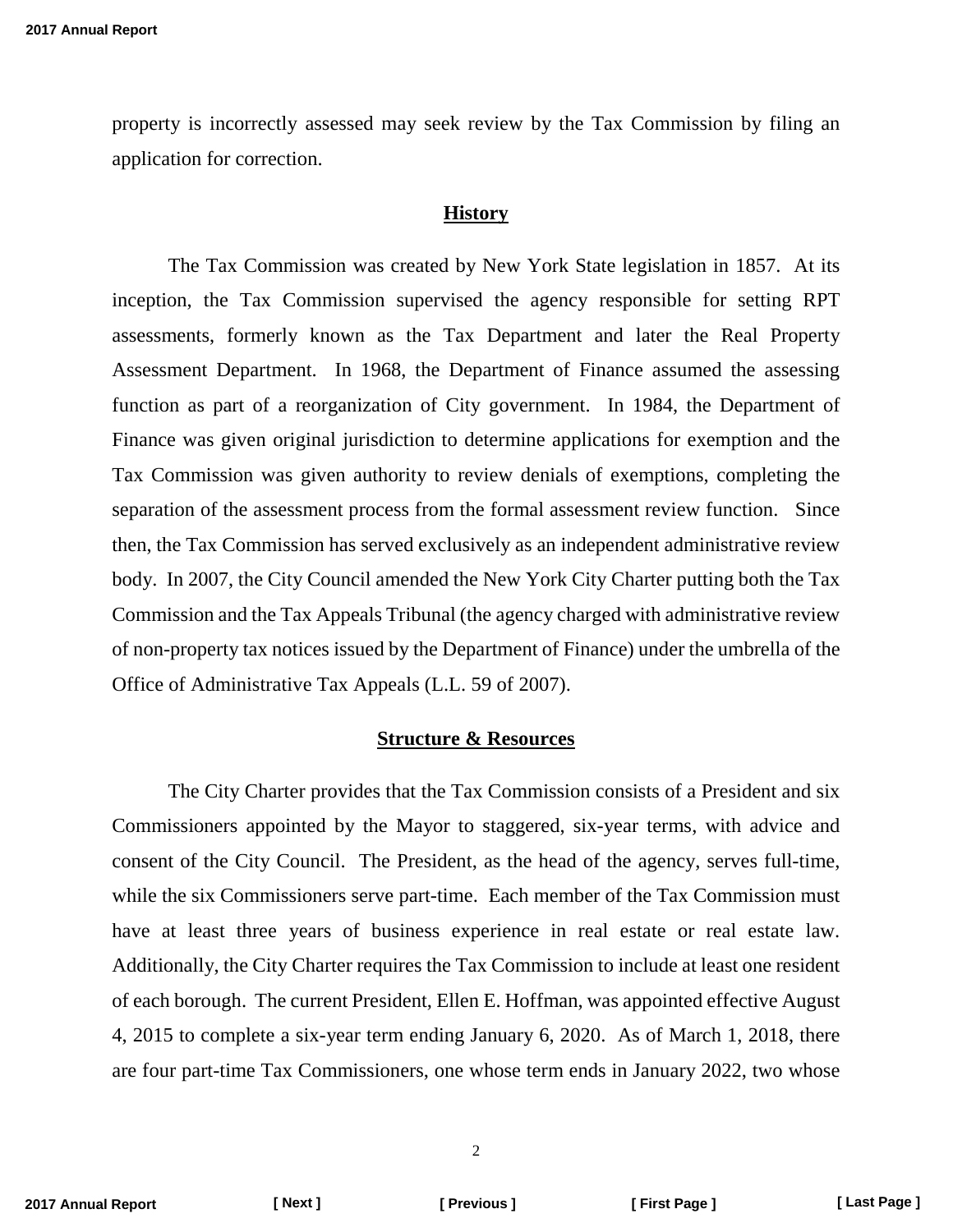property is incorrectly assessed may seek review by the Tax Commission by filing an application for correction.

## History

The Tax Commission was created by New York State legislation in 1857. At its inception, the Tax Commission supervised the agency responsible for setting RPT assessments, formerly known as the Tax Department and later the Real Property Assessment Department. In 1968, the Department of Finance assumed the assessing function as part of a reorganization of City government. In 1984, the Department of Finance was given original jurisdiction to determine applications for exemption and the Tax Commission was given authority to review denials of exemptions, completing the separation of the assessment process from the formal assessment review function. Since then, the Tax Commission has served exclusively as an independent administrative review body. In 2007, the City Council amended the New York City Charter putting both the Tax Commission and the Tax Appeals Tribunal (the agency charged with administrative review of non-property tax notices issued by the Department of Finance) under the umbrella of the Office of Administrative Tax Appeals (L.L. 59 of 2007).

## Structure & Resources

The City Charter provides that the Tax Commission consists of a President and six Commissioners appointed by the Mayor to staggered, six-year terms, with advice and consent of the City Council. The President, as the head of the agency, serves full-time, while the six Commissioners serve part-time. Each member of the Tax Commission must have at least three years of business experience in real estate or real estate law. Additionally, the City Charter requires the Tax Commission to include at least one resident of each borough. The current President, Ellen E. Hoffman, was appointed effective August 4, 2015 to complete a six-year term ending January 6, 2020. As of March 1, 2018, there are four part-time Tax Commissioners, one whose term ends in January 2022, two whose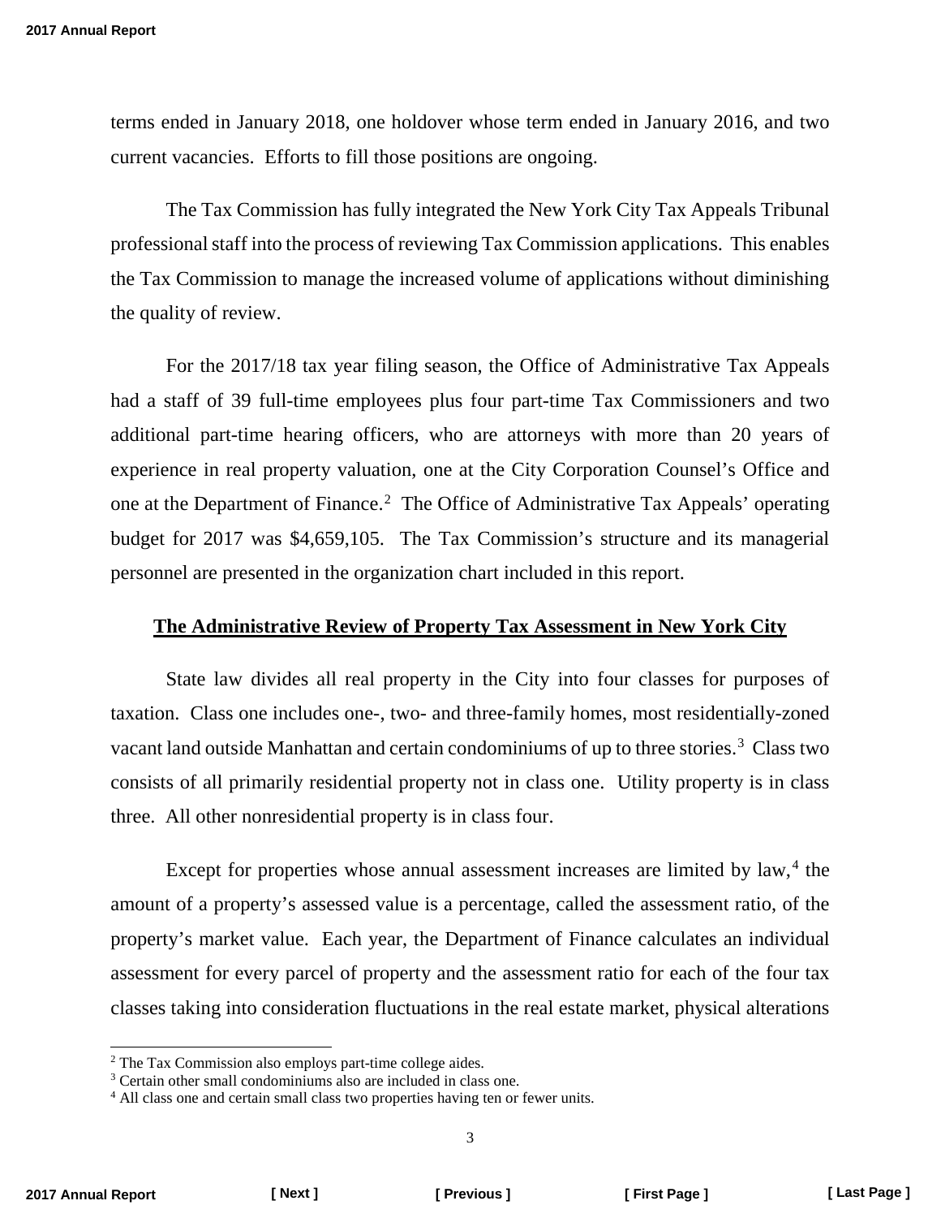terms ended in January 2018, one holdover whose term ended in January 2016, and two current vacancies. Efforts to fill those positions are ongoing.

The Tax Commission has fully integrated the New York City Tax Appeals Tribunal professional staff into the process of reviewing Tax Commission applications. This enables the Tax Commission to manage the increased volume of applications without diminishing the quality of review.

For the 2017/18 tax year filing season, the Office of Administrative Tax Appeals had a staff of 39 full-time employees plus four part-time Tax Commissioners and two additional part-time hearing officers, who are attorneys with more than 20 years of experience in real property valuation, one at the City Corporation Counsel's Office and one at the Department of Finance.[2] The Office of Administrative Tax Appeals' operating budget for 2017 was $4,659,105. The Tax Commission's structure and its managerial personnel are presented in the organization chart included in this report.

## The Administrative Review of Property Tax Assessment in New York City

State law divides all real property in the City into four classes for purposes of taxation. Class one includes one-, two- and three-family homes, most residentially-zoned vacant land outside Manhattan and certain condominiums of up to three stories.[3] Class two consists of all primarily residential property not in class one. Utility property is in class three. All other nonresidential property is in class four.

Except for properties whose annual assessment increases are limited by law,[4] the amount of a property's assessed value is a percentage, called the assessment ratio, of the property's market value. Each year, the Department of Finance calculates an individual assessment for every parcel of property and the assessment ratio for each of the four tax classes taking into consideration fluctuations in the real estate market, physical alterations

---

[2] The Tax Commission also employs part-time college aides.

[3] Certain other small condominiums also are included in class one.

[4] All class one and certain small class two properties having ten or fewer units.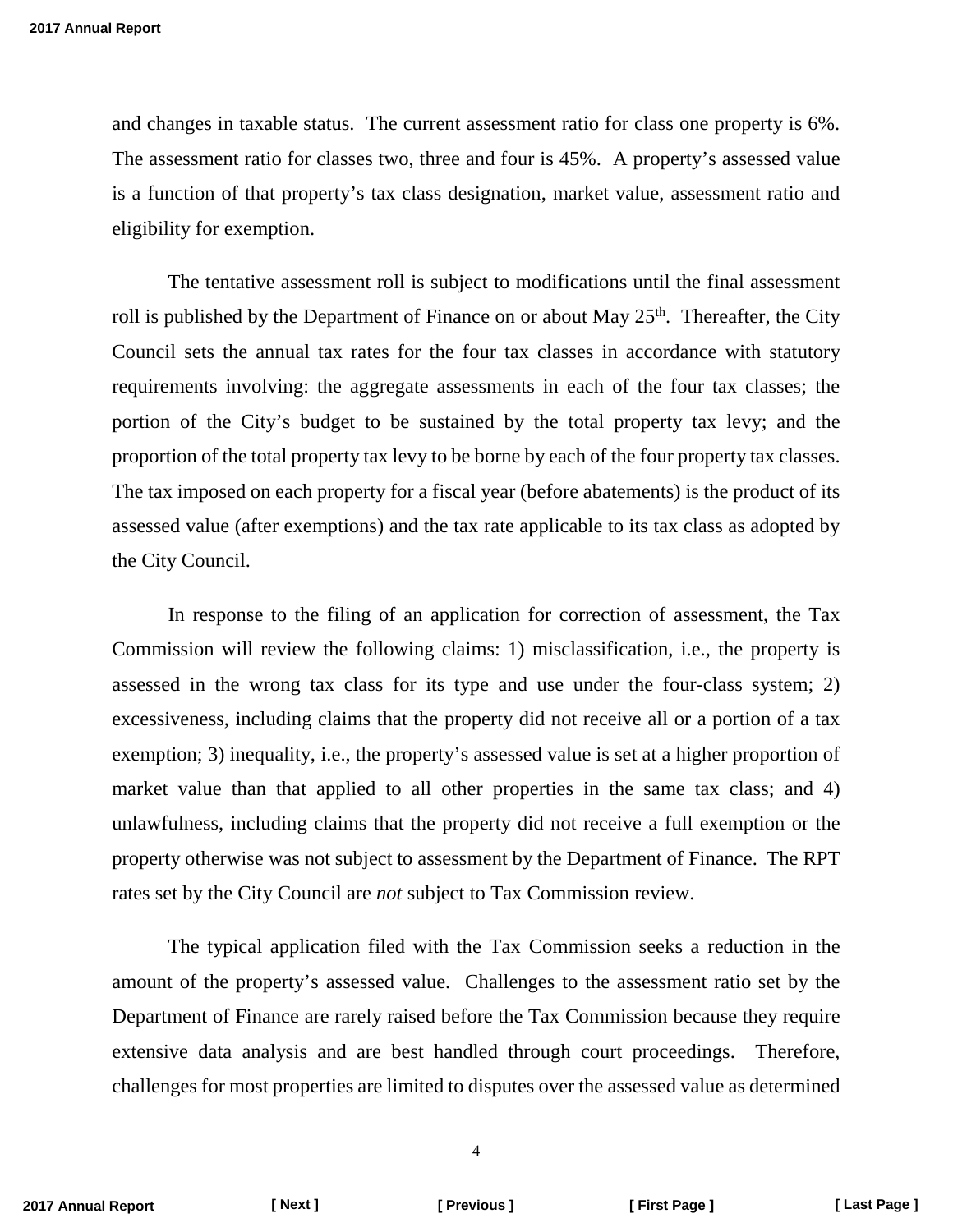and changes in taxable status. The current assessment ratio for class one property is 6%. The assessment ratio for classes two, three and four is 45%. A property's assessed value is a function of that property's tax class designation, market value, assessment ratio and eligibility for exemption.

The tentative assessment roll is subject to modifications until the final assessment roll is published by the Department of Finance on or about May 25th. Thereafter, the City Council sets the annual tax rates for the four tax classes in accordance with statutory requirements involving: the aggregate assessments in each of the four tax classes; the portion of the City's budget to be sustained by the total property tax levy; and the proportion of the total property tax levy to be borne by each of the four property tax classes. The tax imposed on each property for a fiscal year (before abatements) is the product of its assessed value (after exemptions) and the tax rate applicable to its tax class as adopted by the City Council.

In response to the filing of an application for correction of assessment, the Tax Commission will review the following claims: 1) misclassification, i.e., the property is assessed in the wrong tax class for its type and use under the four-class system; 2) excessiveness, including claims that the property did not receive all or a portion of a tax exemption; 3) inequality, i.e., the property's assessed value is set at a higher proportion of market value than that applied to all other properties in the same tax class; and 4) unlawfulness, including claims that the property did not receive a full exemption or the property otherwise was not subject to assessment by the Department of Finance. The RPT rates set by the City Council are *not* subject to Tax Commission review.

The typical application filed with the Tax Commission seeks a reduction in the amount of the property's assessed value. Challenges to the assessment ratio set by the Department of Finance are rarely raised before the Tax Commission because they require extensive data analysis and are best handled through court proceedings. Therefore, challenges for most properties are limited to disputes over the assessed value as determined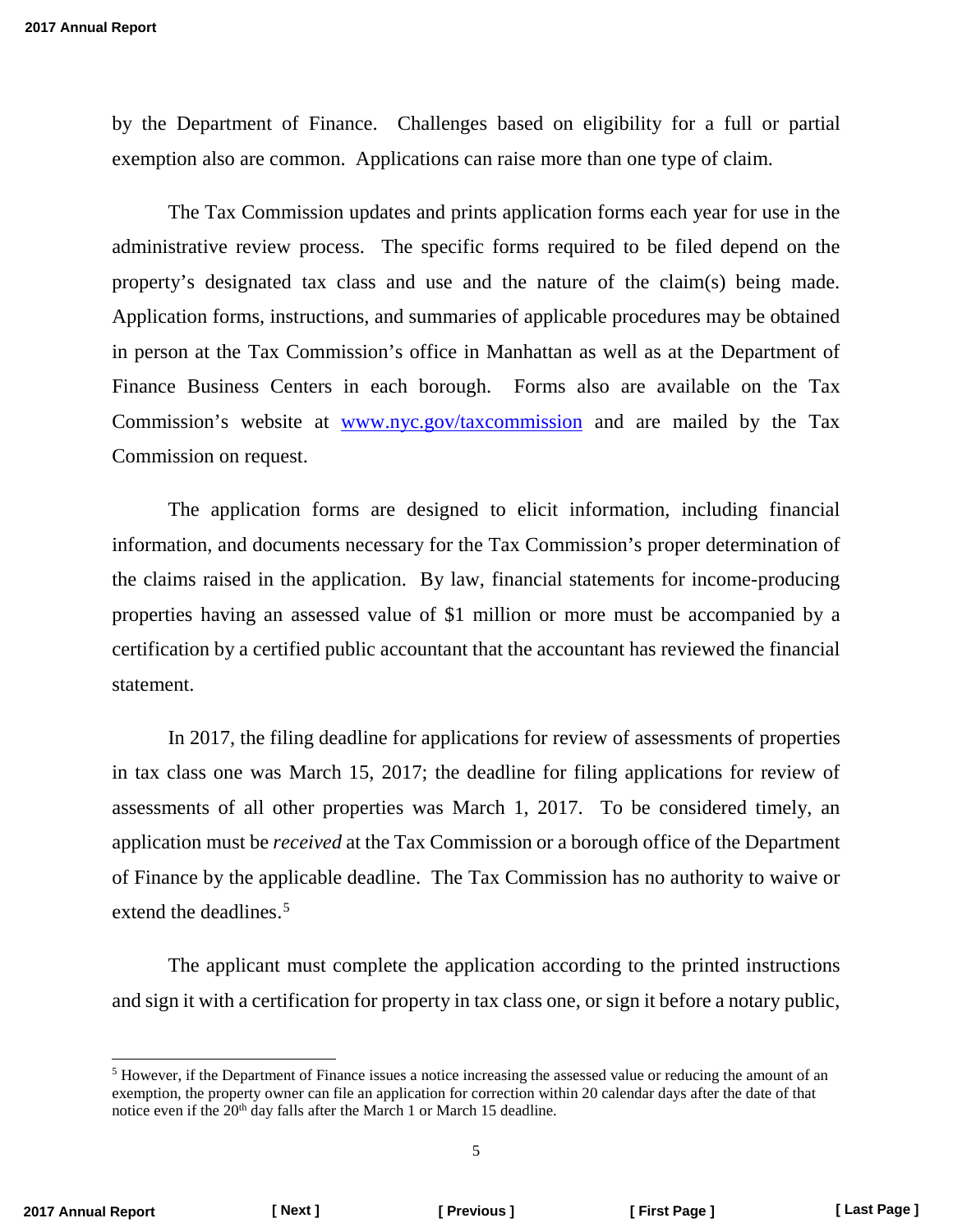by the Department of Finance. Challenges based on eligibility for a full or partial exemption also are common. Applications can raise more than one type of claim.

The Tax Commission updates and prints application forms each year for use in the administrative review process. The specific forms required to be filed depend on the property's designated tax class and use and the nature of the claim(s) being made. Application forms, instructions, and summaries of applicable procedures may be obtained in person at the Tax Commission's office in Manhattan as well as at the Department of Finance Business Centers in each borough. Forms also are available on the Tax Commission's website at [www.nyc.gov/taxcommission](http://www.nyc.gov/taxcommission) and are mailed by the Tax Commission on request.

The application forms are designed to elicit information, including financial information, and documents necessary for the Tax Commission's proper determination of the claims raised in the application. By law, financial statements for income-producing properties having an assessed value of $1 million or more must be accompanied by a certification by a certified public accountant that the accountant has reviewed the financial statement.

In 2017, the filing deadline for applications for review of assessments of properties in tax class one was March 15, 2017; the deadline for filing applications for review of assessments of all other properties was March 1, 2017. To be considered timely, an application must be *received* at the Tax Commission or a borough office of the Department of Finance by the applicable deadline. The Tax Commission has no authority to waive or extend the deadlines.[5]

The applicant must complete the application according to the printed instructions and sign it with a certification for property in tax class one, or sign it before a notary public,

[5] However, if the Department of Finance issues a notice increasing the assessed value or reducing the amount of an exemption, the property owner can file an application for correction within 20 calendar days after the date of that notice even if the 20th day falls after the March 1 or March 15 deadline.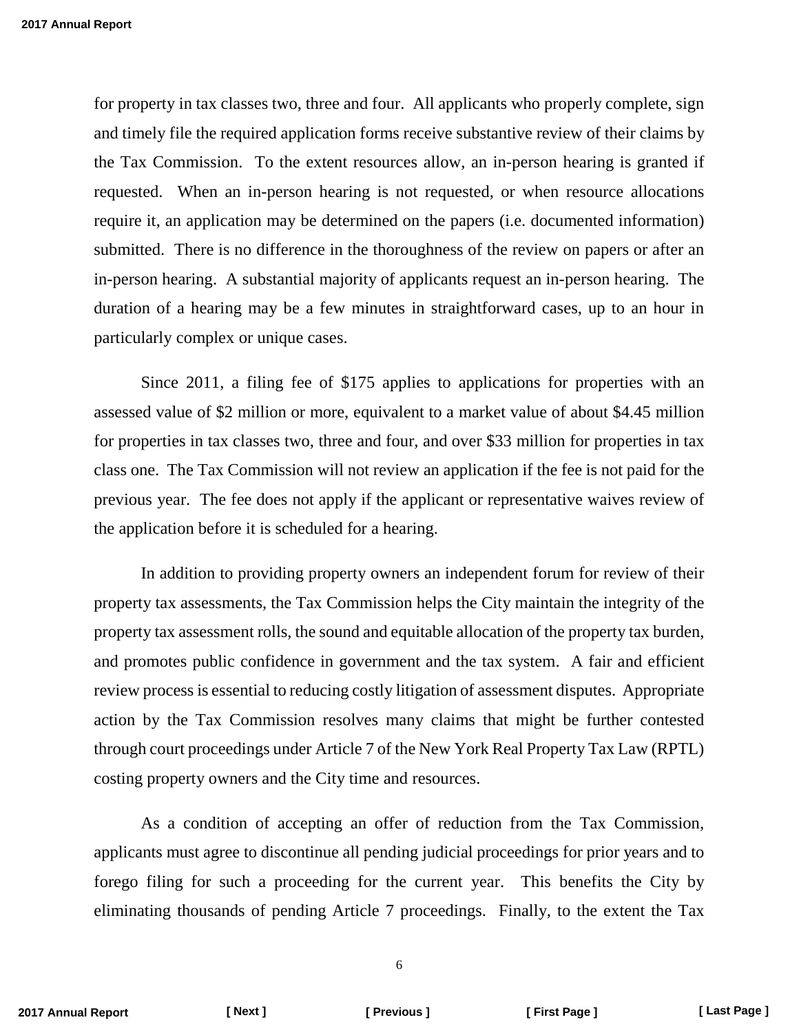for property in tax classes two, three and four. All applicants who properly complete, sign and timely file the required application forms receive substantive review of their claims by the Tax Commission. To the extent resources allow, an in-person hearing is granted if requested. When an in-person hearing is not requested, or when resource allocations require it, an application may be determined on the papers (i.e. documented information) submitted. There is no difference in the thoroughness of the review on papers or after an in-person hearing. A substantial majority of applicants request an in-person hearing. The duration of a hearing may be a few minutes in straightforward cases, up to an hour in particularly complex or unique cases.

Since 2011, a filing fee of $175 applies to applications for properties with an assessed value of $2 million or more, equivalent to a market value of about $4.45 million for properties in tax classes two, three and four, and over $33 million for properties in tax class one. The Tax Commission will not review an application if the fee is not paid for the previous year. The fee does not apply if the applicant or representative waives review of the application before it is scheduled for a hearing.

In addition to providing property owners an independent forum for review of their property tax assessments, the Tax Commission helps the City maintain the integrity of the property tax assessment rolls, the sound and equitable allocation of the property tax burden, and promotes public confidence in government and the tax system. A fair and efficient review process is essential to reducing costly litigation of assessment disputes. Appropriate action by the Tax Commission resolves many claims that might be further contested through court proceedings under Article 7 of the New York Real Property Tax Law (RPTL) costing property owners and the City time and resources.

As a condition of accepting an offer of reduction from the Tax Commission, applicants must agree to discontinue all pending judicial proceedings for prior years and to forego filing for such a proceeding for the current year. This benefits the City by eliminating thousands of pending Article 7 proceedings. Finally, to the extent the Tax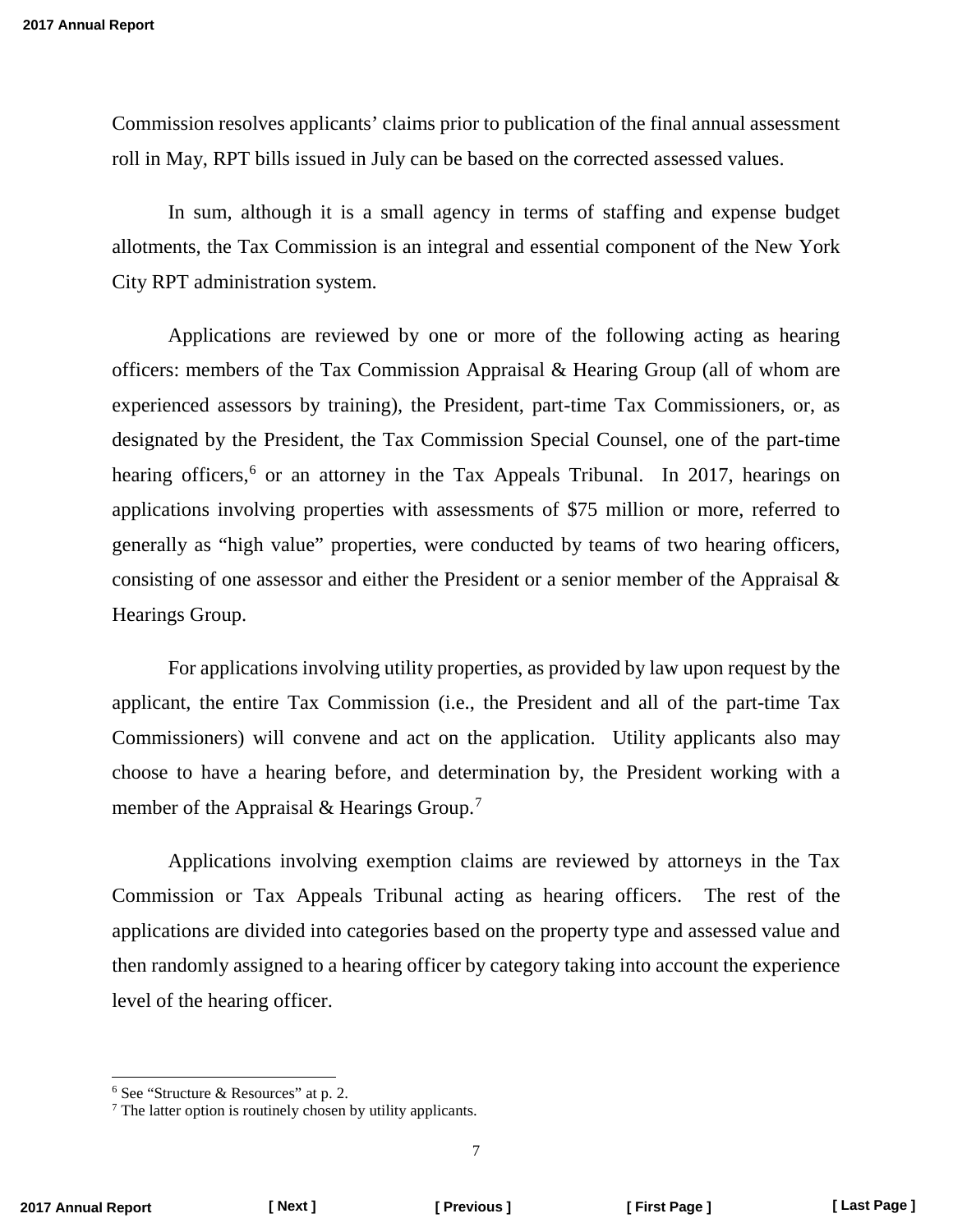Commission resolves applicants' claims prior to publication of the final annual assessment roll in May, RPT bills issued in July can be based on the corrected assessed values.

In sum, although it is a small agency in terms of staffing and expense budget allotments, the Tax Commission is an integral and essential component of the New York City RPT administration system.

Applications are reviewed by one or more of the following acting as hearing officers: members of the Tax Commission Appraisal & Hearing Group (all of whom are experienced assessors by training), the President, part-time Tax Commissioners, or, as designated by the President, the Tax Commission Special Counsel, one of the part-time hearing officers,[6] or an attorney in the Tax Appeals Tribunal. In 2017, hearings on applications involving properties with assessments of $75 million or more, referred to generally as "high value" properties, were conducted by teams of two hearing officers, consisting of one assessor and either the President or a senior member of the Appraisal & Hearings Group.

For applications involving utility properties, as provided by law upon request by the applicant, the entire Tax Commission (i.e., the President and all of the part-time Tax Commissioners) will convene and act on the application. Utility applicants also may choose to have a hearing before, and determination by, the President working with a member of the Appraisal & Hearings Group.[7]

Applications involving exemption claims are reviewed by attorneys in the Tax Commission or Tax Appeals Tribunal acting as hearing officers. The rest of the applications are divided into categories based on the property type and assessed value and then randomly assigned to a hearing officer by category taking into account the experience level of the hearing officer.

---

[6] See "Structure & Resources" at p. 2.

[7] The latter option is routinely chosen by utility applicants.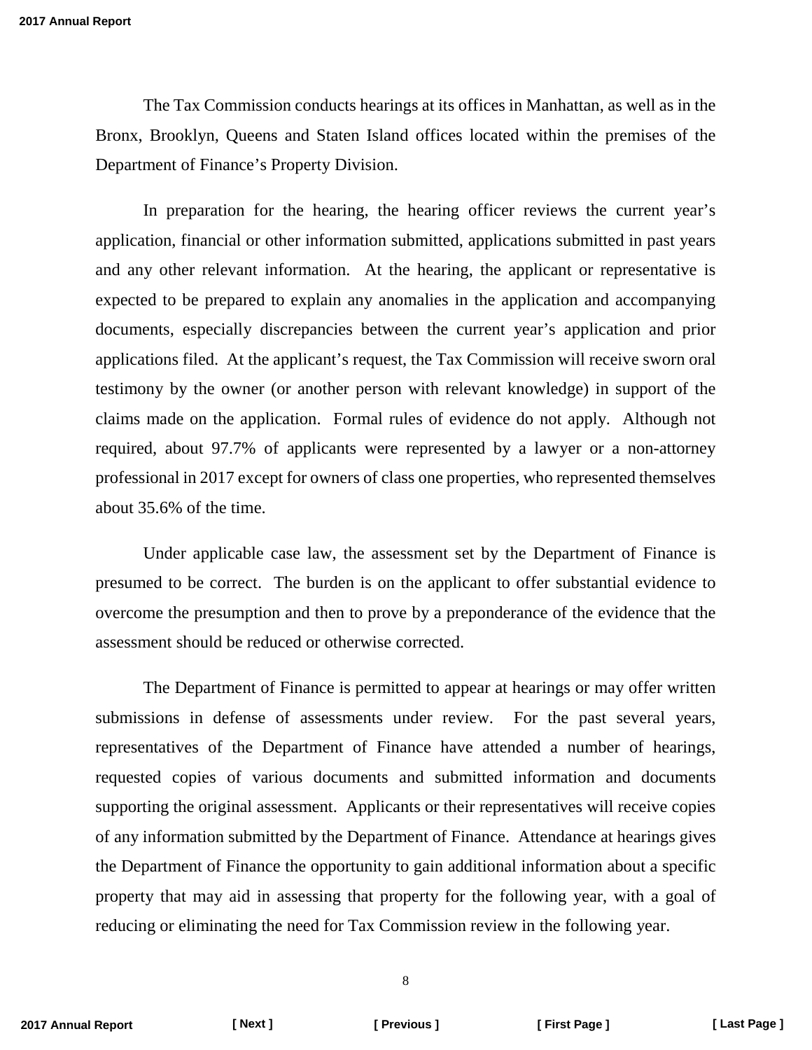The Tax Commission conducts hearings at its offices in Manhattan, as well as in the Bronx, Brooklyn, Queens and Staten Island offices located within the premises of the Department of Finance's Property Division.

In preparation for the hearing, the hearing officer reviews the current year's application, financial or other information submitted, applications submitted in past years and any other relevant information. At the hearing, the applicant or representative is expected to be prepared to explain any anomalies in the application and accompanying documents, especially discrepancies between the current year's application and prior applications filed. At the applicant's request, the Tax Commission will receive sworn oral testimony by the owner (or another person with relevant knowledge) in support of the claims made on the application. Formal rules of evidence do not apply. Although not required, about 97.7% of applicants were represented by a lawyer or a non-attorney professional in 2017 except for owners of class one properties, who represented themselves about 35.6% of the time.

Under applicable case law, the assessment set by the Department of Finance is presumed to be correct. The burden is on the applicant to offer substantial evidence to overcome the presumption and then to prove by a preponderance of the evidence that the assessment should be reduced or otherwise corrected.

The Department of Finance is permitted to appear at hearings or may offer written submissions in defense of assessments under review. For the past several years, representatives of the Department of Finance have attended a number of hearings, requested copies of various documents and submitted information and documents supporting the original assessment. Applicants or their representatives will receive copies of any information submitted by the Department of Finance. Attendance at hearings gives the Department of Finance the opportunity to gain additional information about a specific property that may aid in assessing that property for the following year, with a goal of reducing or eliminating the need for Tax Commission review in the following year.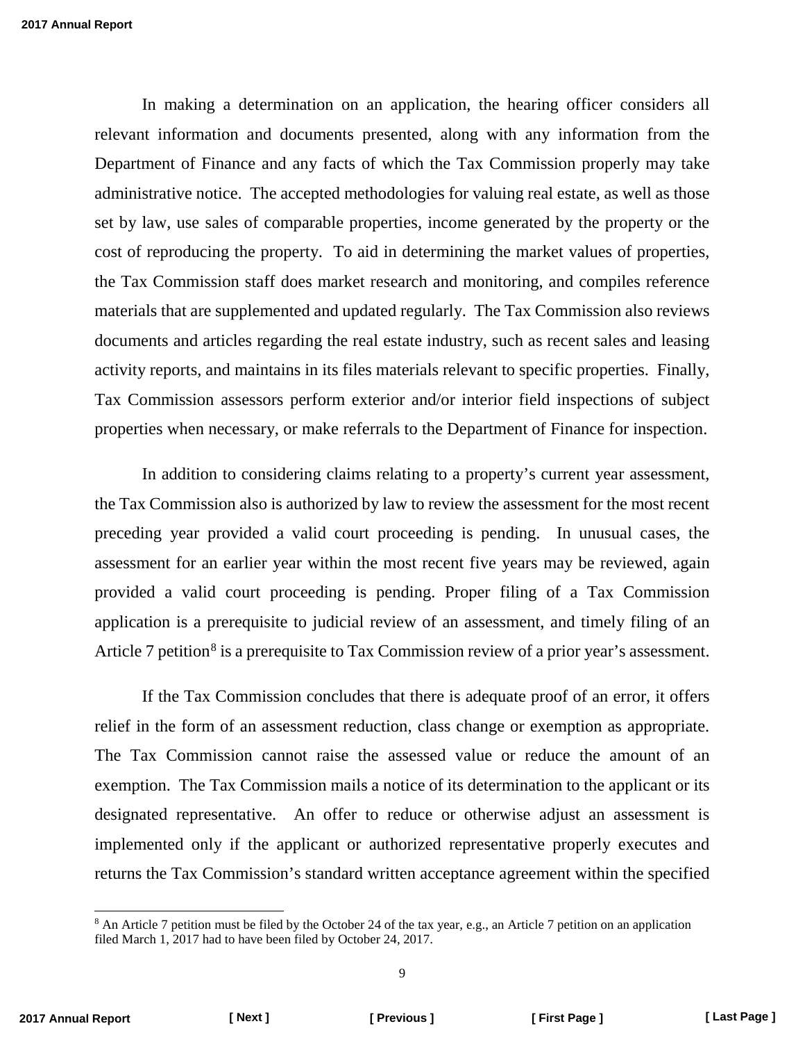In making a determination on an application, the hearing officer considers all relevant information and documents presented, along with any information from the Department of Finance and any facts of which the Tax Commission properly may take administrative notice. The accepted methodologies for valuing real estate, as well as those set by law, use sales of comparable properties, income generated by the property or the cost of reproducing the property. To aid in determining the market values of properties, the Tax Commission staff does market research and monitoring, and compiles reference materials that are supplemented and updated regularly. The Tax Commission also reviews documents and articles regarding the real estate industry, such as recent sales and leasing activity reports, and maintains in its files materials relevant to specific properties. Finally, Tax Commission assessors perform exterior and/or interior field inspections of subject properties when necessary, or make referrals to the Department of Finance for inspection.

In addition to considering claims relating to a property's current year assessment, the Tax Commission also is authorized by law to review the assessment for the most recent preceding year provided a valid court proceeding is pending. In unusual cases, the assessment for an earlier year within the most recent five years may be reviewed, again provided a valid court proceeding is pending. Proper filing of a Tax Commission application is a prerequisite to judicial review of an assessment, and timely filing of an Article 7 petition[8] is a prerequisite to Tax Commission review of a prior year's assessment.

If the Tax Commission concludes that there is adequate proof of an error, it offers relief in the form of an assessment reduction, class change or exemption as appropriate. The Tax Commission cannot raise the assessed value or reduce the amount of an exemption. The Tax Commission mails a notice of its determination to the applicant or its designated representative. An offer to reduce or otherwise adjust an assessment is implemented only if the applicant or authorized representative properly executes and returns the Tax Commission's standard written acceptance agreement within the specified

[8] An Article 7 petition must be filed by the October 24 of the tax year, e.g., an Article 7 petition on an application filed March 1, 2017 had to have been filed by October 24, 2017.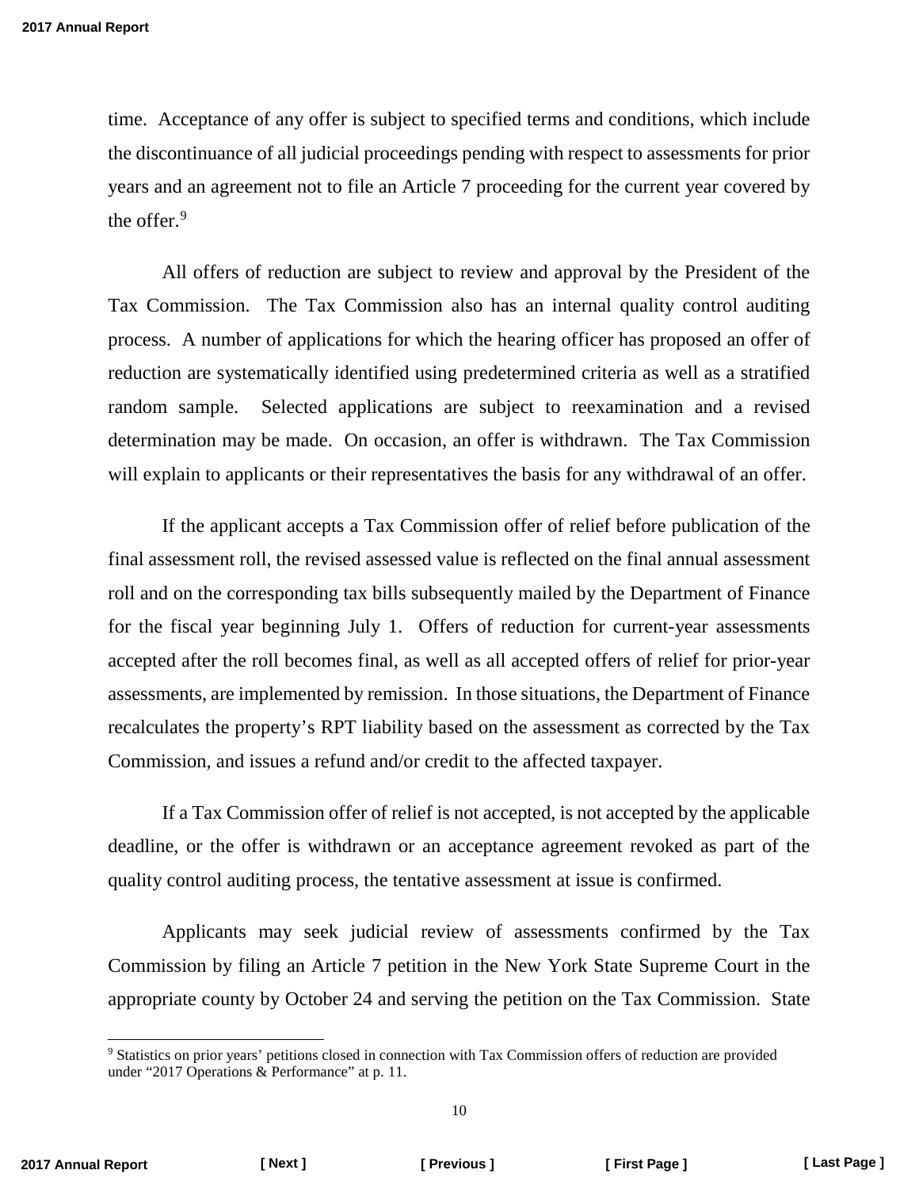time. Acceptance of any offer is subject to specified terms and conditions, which include the discontinuance of all judicial proceedings pending with respect to assessments for prior years and an agreement not to file an Article 7 proceeding for the current year covered by the offer.[9]

All offers of reduction are subject to review and approval by the President of the Tax Commission. The Tax Commission also has an internal quality control auditing process. A number of applications for which the hearing officer has proposed an offer of reduction are systematically identified using predetermined criteria as well as a stratified random sample. Selected applications are subject to reexamination and a revised determination may be made. On occasion, an offer is withdrawn. The Tax Commission will explain to applicants or their representatives the basis for any withdrawal of an offer.

If the applicant accepts a Tax Commission offer of relief before publication of the final assessment roll, the revised assessed value is reflected on the final annual assessment roll and on the corresponding tax bills subsequently mailed by the Department of Finance for the fiscal year beginning July 1. Offers of reduction for current-year assessments accepted after the roll becomes final, as well as all accepted offers of relief for prior-year assessments, are implemented by remission. In those situations, the Department of Finance recalculates the property's RPT liability based on the assessment as corrected by the Tax Commission, and issues a refund and/or credit to the affected taxpayer.

If a Tax Commission offer of relief is not accepted, is not accepted by the applicable deadline, or the offer is withdrawn or an acceptance agreement revoked as part of the quality control auditing process, the tentative assessment at issue is confirmed.

Applicants may seek judicial review of assessments confirmed by the Tax Commission by filing an Article 7 petition in the New York State Supreme Court in the appropriate county by October 24 and serving the petition on the Tax Commission. State

---

[9] Statistics on prior years' petitions closed in connection with Tax Commission offers of reduction are provided under "2017 Operations & Performance" at p. 11.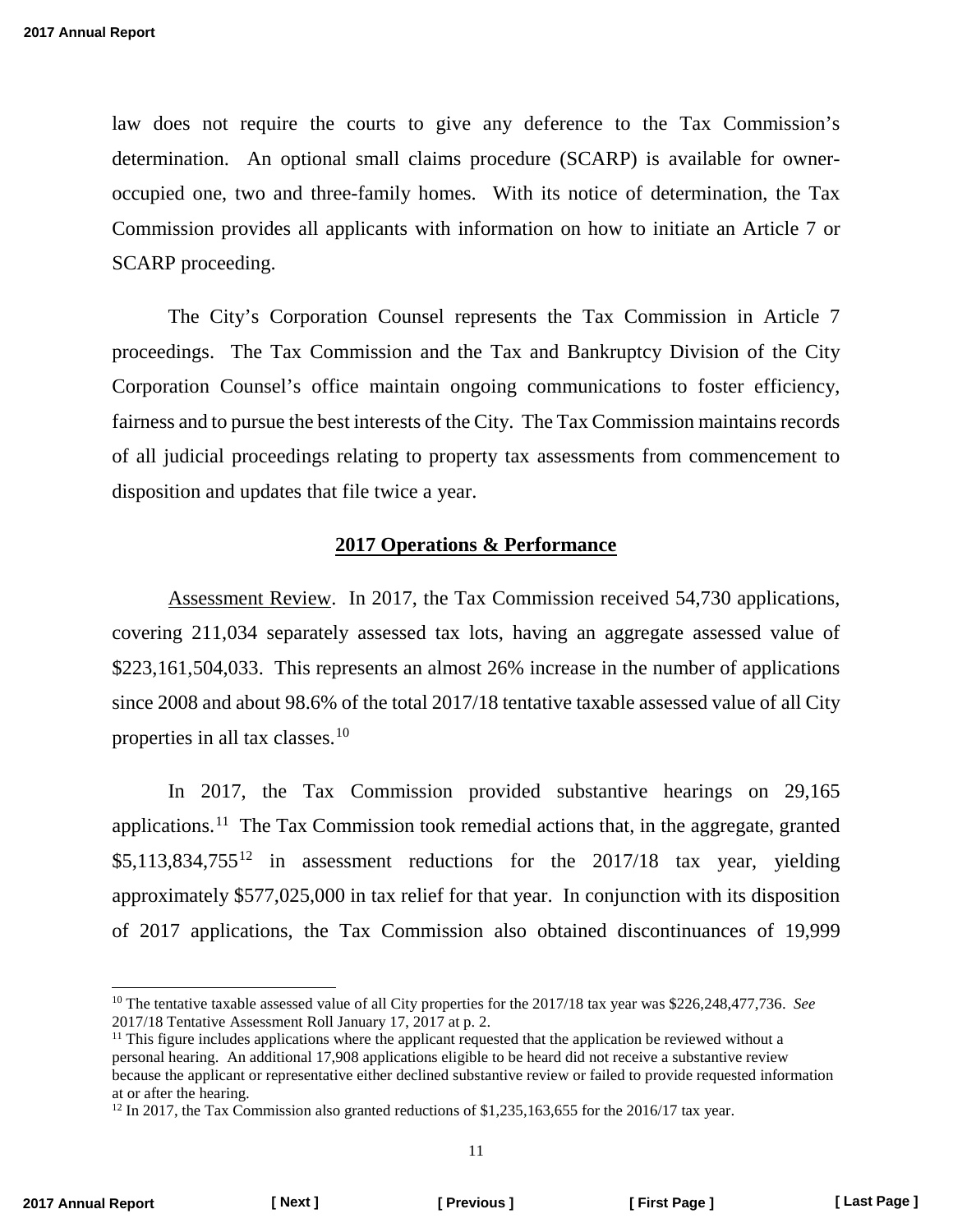law does not require the courts to give any deference to the Tax Commission's determination. An optional small claims procedure (SCARP) is available for owner-occupied one, two and three-family homes. With its notice of determination, the Tax Commission provides all applicants with information on how to initiate an Article 7 or SCARP proceeding.

The City's Corporation Counsel represents the Tax Commission in Article 7 proceedings. The Tax Commission and the Tax and Bankruptcy Division of the City Corporation Counsel's office maintain ongoing communications to foster efficiency, fairness and to pursue the best interests of the City. The Tax Commission maintains records of all judicial proceedings relating to property tax assessments from commencement to disposition and updates that file twice a year.

## 2017 Operations & Performance

Assessment Review. In 2017, the Tax Commission received 54,730 applications, covering 211,034 separately assessed tax lots, having an aggregate assessed value of $223,161,504,033. This represents an almost 26% increase in the number of applications since 2008 and about 98.6% of the total 2017/18 tentative taxable assessed value of all City properties in all tax classes.[10]

In 2017, the Tax Commission provided substantive hearings on 29,165 applications.[11] The Tax Commission took remedial actions that, in the aggregate, granted $5,113,834,755[12] in assessment reductions for the 2017/18 tax year, yielding approximately $577,025,000 in tax relief for that year. In conjunction with its disposition of 2017 applications, the Tax Commission also obtained discontinuances of 19,999

---

[10] The tentative taxable assessed value of all City properties for the 2017/18 tax year was $226,248,477,736. *See* 2017/18 Tentative Assessment Roll January 17, 2017 at p. 2.

[11] This figure includes applications where the applicant requested that the application be reviewed without a personal hearing. An additional 17,908 applications eligible to be heard did not receive a substantive review because the applicant or representative either declined substantive review or failed to provide requested information at or after the hearing.

[12] In 2017, the Tax Commission also granted reductions of $1,235,163,655 for the 2016/17 tax year.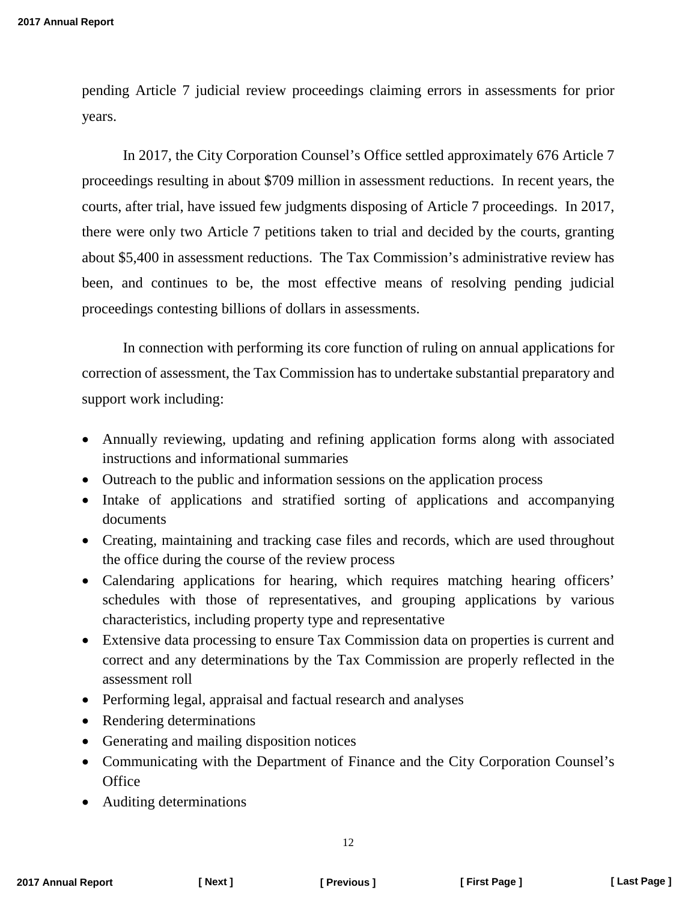pending Article 7 judicial review proceedings claiming errors in assessments for prior years.

In 2017, the City Corporation Counsel's Office settled approximately 676 Article 7 proceedings resulting in about $709 million in assessment reductions. In recent years, the courts, after trial, have issued few judgments disposing of Article 7 proceedings. In 2017, there were only two Article 7 petitions taken to trial and decided by the courts, granting about $5,400 in assessment reductions. The Tax Commission's administrative review has been, and continues to be, the most effective means of resolving pending judicial proceedings contesting billions of dollars in assessments.

In connection with performing its core function of ruling on annual applications for correction of assessment, the Tax Commission has to undertake substantial preparatory and support work including:

- Annually reviewing, updating and refining application forms along with associated instructions and informational summaries
- Outreach to the public and information sessions on the application process
- Intake of applications and stratified sorting of applications and accompanying documents
- Creating, maintaining and tracking case files and records, which are used throughout the office during the course of the review process
- Calendaring applications for hearing, which requires matching hearing officers' schedules with those of representatives, and grouping applications by various characteristics, including property type and representative
- Extensive data processing to ensure Tax Commission data on properties is current and correct and any determinations by the Tax Commission are properly reflected in the assessment roll
- Performing legal, appraisal and factual research and analyses
- Rendering determinations
- Generating and mailing disposition notices
- Communicating with the Department of Finance and the City Corporation Counsel's Office
- Auditing determinations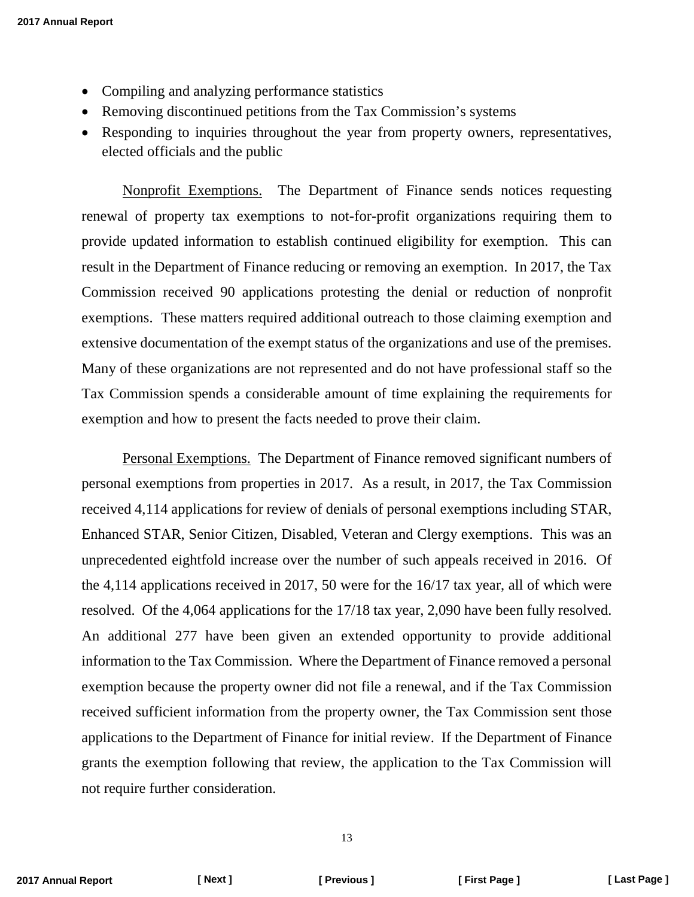- Compiling and analyzing performance statistics
- Removing discontinued petitions from the Tax Commission's systems
- Responding to inquiries throughout the year from property owners, representatives, elected officials and the public

Nonprofit Exemptions. The Department of Finance sends notices requesting renewal of property tax exemptions to not-for-profit organizations requiring them to provide updated information to establish continued eligibility for exemption. This can result in the Department of Finance reducing or removing an exemption. In 2017, the Tax Commission received 90 applications protesting the denial or reduction of nonprofit exemptions. These matters required additional outreach to those claiming exemption and extensive documentation of the exempt status of the organizations and use of the premises. Many of these organizations are not represented and do not have professional staff so the Tax Commission spends a considerable amount of time explaining the requirements for exemption and how to present the facts needed to prove their claim.

Personal Exemptions. The Department of Finance removed significant numbers of personal exemptions from properties in 2017. As a result, in 2017, the Tax Commission received 4,114 applications for review of denials of personal exemptions including STAR, Enhanced STAR, Senior Citizen, Disabled, Veteran and Clergy exemptions. This was an unprecedented eightfold increase over the number of such appeals received in 2016. Of the 4,114 applications received in 2017, 50 were for the 16/17 tax year, all of which were resolved. Of the 4,064 applications for the 17/18 tax year, 2,090 have been fully resolved. An additional 277 have been given an extended opportunity to provide additional information to the Tax Commission. Where the Department of Finance removed a personal exemption because the property owner did not file a renewal, and if the Tax Commission received sufficient information from the property owner, the Tax Commission sent those applications to the Department of Finance for initial review. If the Department of Finance grants the exemption following that review, the application to the Tax Commission will not require further consideration.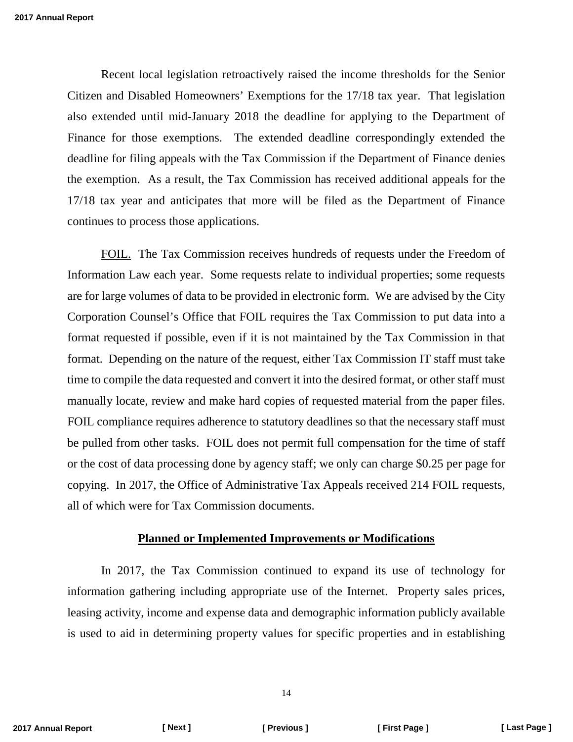Recent local legislation retroactively raised the income thresholds for the Senior Citizen and Disabled Homeowners' Exemptions for the 17/18 tax year. That legislation also extended until mid-January 2018 the deadline for applying to the Department of Finance for those exemptions. The extended deadline correspondingly extended the deadline for filing appeals with the Tax Commission if the Department of Finance denies the exemption. As a result, the Tax Commission has received additional appeals for the 17/18 tax year and anticipates that more will be filed as the Department of Finance continues to process those applications.

FOIL. The Tax Commission receives hundreds of requests under the Freedom of Information Law each year. Some requests relate to individual properties; some requests are for large volumes of data to be provided in electronic form. We are advised by the City Corporation Counsel's Office that FOIL requires the Tax Commission to put data into a format requested if possible, even if it is not maintained by the Tax Commission in that format. Depending on the nature of the request, either Tax Commission IT staff must take time to compile the data requested and convert it into the desired format, or other staff must manually locate, review and make hard copies of requested material from the paper files. FOIL compliance requires adherence to statutory deadlines so that the necessary staff must be pulled from other tasks. FOIL does not permit full compensation for the time of staff or the cost of data processing done by agency staff; we only can charge $0.25 per page for copying. In 2017, the Office of Administrative Tax Appeals received 214 FOIL requests, all of which were for Tax Commission documents.

## Planned or Implemented Improvements or Modifications

In 2017, the Tax Commission continued to expand its use of technology for information gathering including appropriate use of the Internet. Property sales prices, leasing activity, income and expense data and demographic information publicly available is used to aid in determining property values for specific properties and in establishing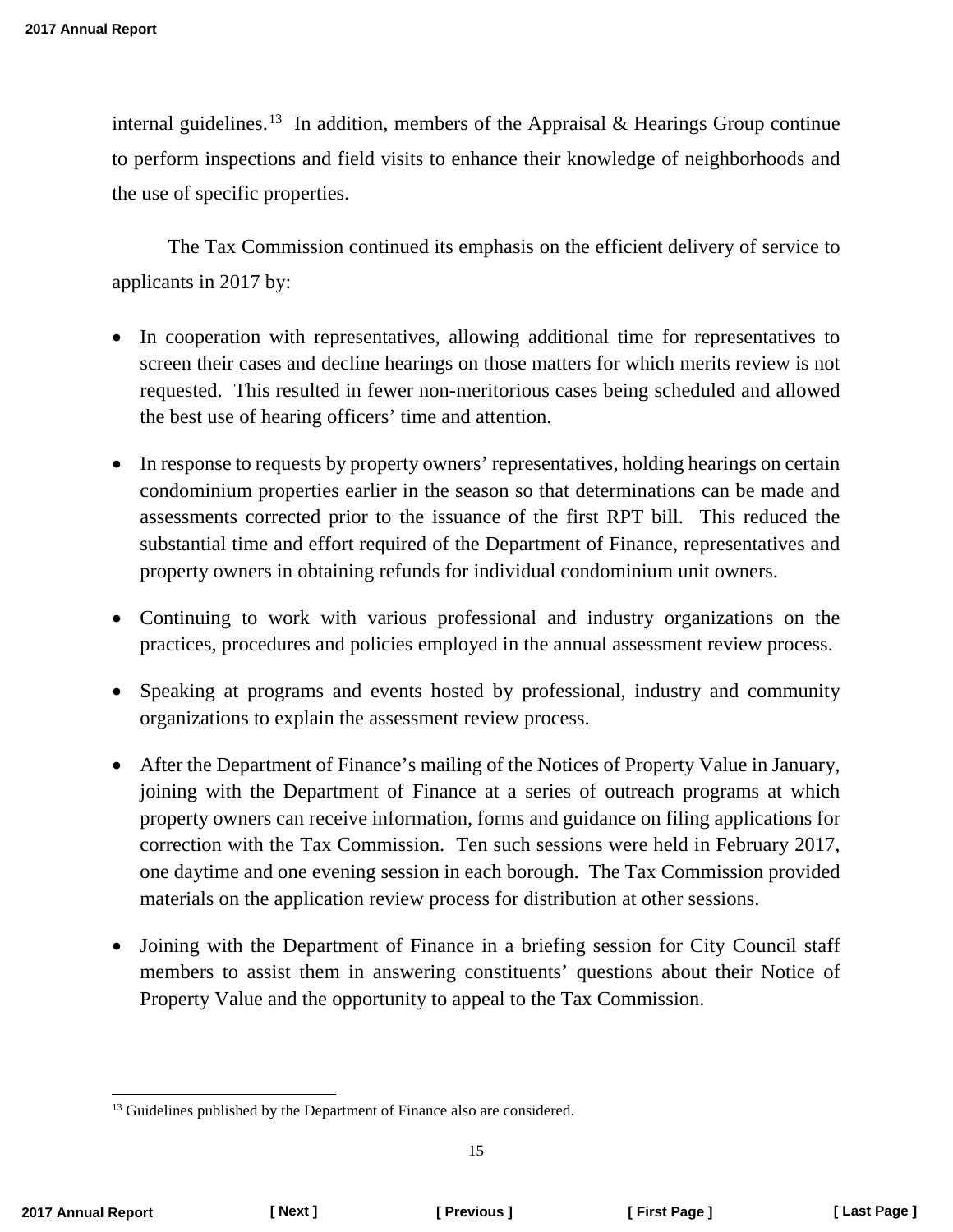internal guidelines.[13] In addition, members of the Appraisal & Hearings Group continue to perform inspections and field visits to enhance their knowledge of neighborhoods and the use of specific properties.

The Tax Commission continued its emphasis on the efficient delivery of service to applicants in 2017 by:

- In cooperation with representatives, allowing additional time for representatives to screen their cases and decline hearings on those matters for which merits review is not requested. This resulted in fewer non-meritorious cases being scheduled and allowed the best use of hearing officers' time and attention.

- In response to requests by property owners' representatives, holding hearings on certain condominium properties earlier in the season so that determinations can be made and assessments corrected prior to the issuance of the first RPT bill. This reduced the substantial time and effort required of the Department of Finance, representatives and property owners in obtaining refunds for individual condominium unit owners.

- Continuing to work with various professional and industry organizations on the practices, procedures and policies employed in the annual assessment review process.

- Speaking at programs and events hosted by professional, industry and community organizations to explain the assessment review process.

- After the Department of Finance's mailing of the Notices of Property Value in January, joining with the Department of Finance at a series of outreach programs at which property owners can receive information, forms and guidance on filing applications for correction with the Tax Commission. Ten such sessions were held in February 2017, one daytime and one evening session in each borough. The Tax Commission provided materials on the application review process for distribution at other sessions.

- Joining with the Department of Finance in a briefing session for City Council staff members to assist them in answering constituents' questions about their Notice of Property Value and the opportunity to appeal to the Tax Commission.

---

[13] Guidelines published by the Department of Finance also are considered.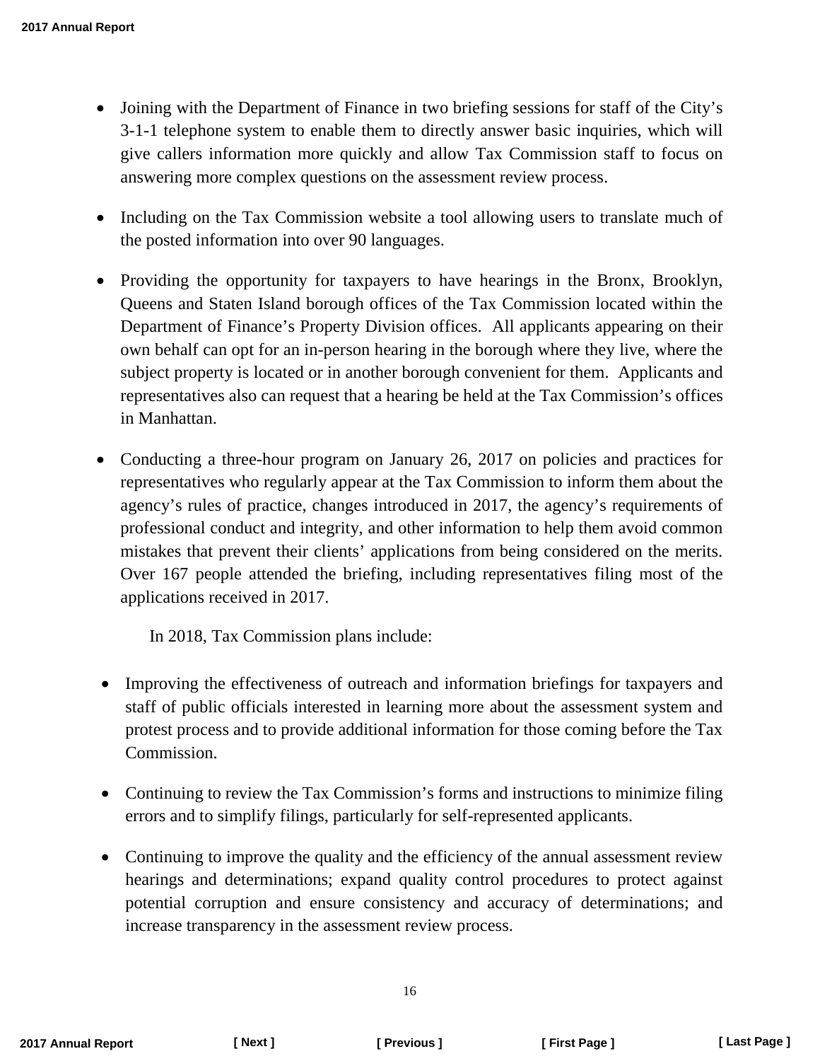- Joining with the Department of Finance in two briefing sessions for staff of the City's 3-1-1 telephone system to enable them to directly answer basic inquiries, which will give callers information more quickly and allow Tax Commission staff to focus on answering more complex questions on the assessment review process.

- Including on the Tax Commission website a tool allowing users to translate much of the posted information into over 90 languages.

- Providing the opportunity for taxpayers to have hearings in the Bronx, Brooklyn, Queens and Staten Island borough offices of the Tax Commission located within the Department of Finance's Property Division offices. All applicants appearing on their own behalf can opt for an in-person hearing in the borough where they live, where the subject property is located or in another borough convenient for them. Applicants and representatives also can request that a hearing be held at the Tax Commission's offices in Manhattan.

- Conducting a three-hour program on January 26, 2017 on policies and practices for representatives who regularly appear at the Tax Commission to inform them about the agency's rules of practice, changes introduced in 2017, the agency's requirements of professional conduct and integrity, and other information to help them avoid common mistakes that prevent their clients' applications from being considered on the merits. Over 167 people attended the briefing, including representatives filing most of the applications received in 2017.

In 2018, Tax Commission plans include:

- Improving the effectiveness of outreach and information briefings for taxpayers and staff of public officials interested in learning more about the assessment system and protest process and to provide additional information for those coming before the Tax Commission.

- Continuing to review the Tax Commission's forms and instructions to minimize filing errors and to simplify filings, particularly for self-represented applicants.

- Continuing to improve the quality and the efficiency of the annual assessment review hearings and determinations; expand quality control procedures to protect against potential corruption and ensure consistency and accuracy of determinations; and increase transparency in the assessment review process.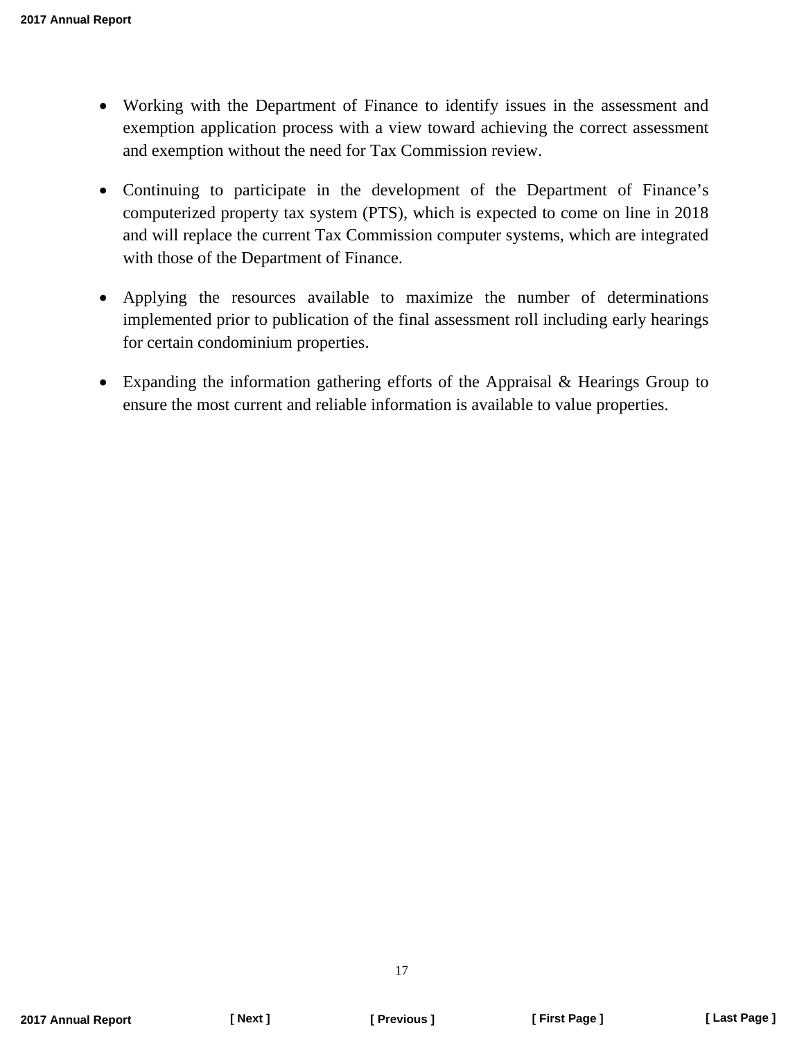- Working with the Department of Finance to identify issues in the assessment and exemption application process with a view toward achieving the correct assessment and exemption without the need for Tax Commission review.

- Continuing to participate in the development of the Department of Finance's computerized property tax system (PTS), which is expected to come on line in 2018 and will replace the current Tax Commission computer systems, which are integrated with those of the Department of Finance.

- Applying the resources available to maximize the number of determinations implemented prior to publication of the final assessment roll including early hearings for certain condominium properties.

- Expanding the information gathering efforts of the Appraisal & Hearings Group to ensure the most current and reliable information is available to value properties.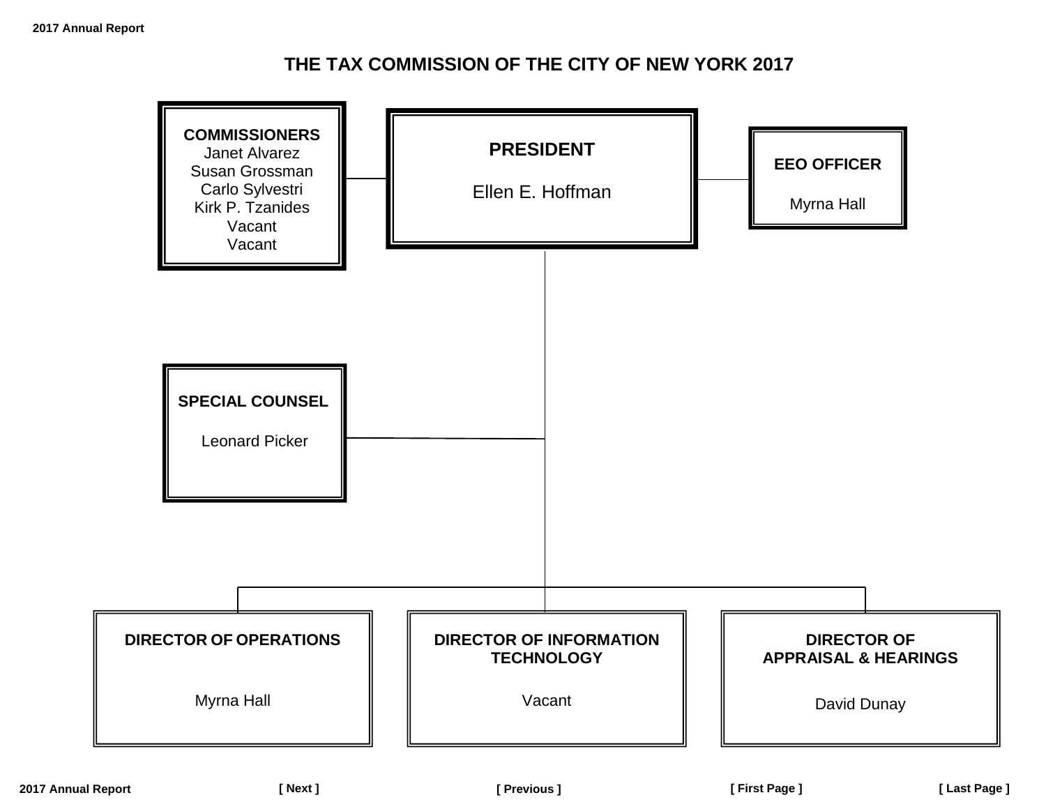# THE TAX COMMISSION OF THE CITY OF NEW YORK 2017

**COMMISSIONERS**
Janet Alvarez
Susan Grossman
Carlo Sylvestri
Kirk P. Tzanides
Vacant
Vacant

**PRESIDENT**

Ellen E. Hoffman

**EEO OFFICER**

Myrna Hall

**SPECIAL COUNSEL**

Leonard Picker

**DIRECTOR OF OPERATIONS**

Myrna Hall

**DIRECTOR OF INFORMATION TECHNOLOGY**

Vacant

**DIRECTOR OF APPRAISAL & HEARINGS**

David Dunay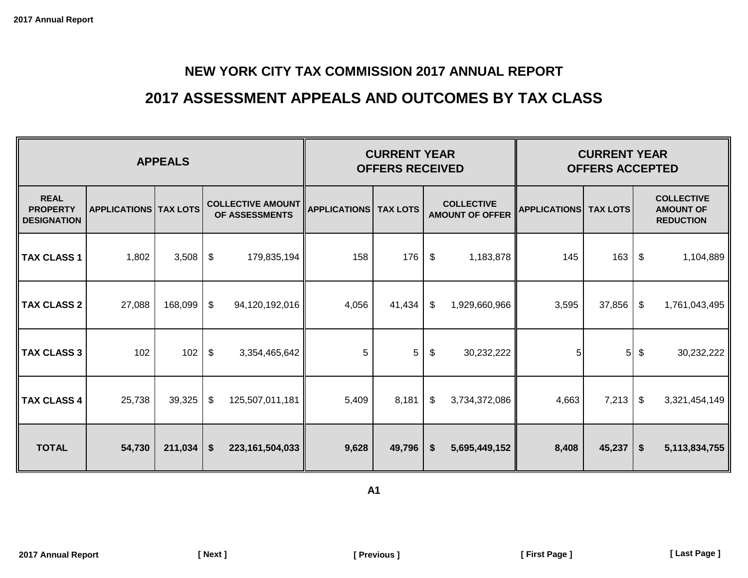# NEW YORK CITY TAX COMMISSION 2017 ANNUAL REPORT

## 2017 ASSESSMENT APPEALS AND OUTCOMES BY TAX CLASS

| APPEALS | | | | CURRENT YEAR OFFERS RECEIVED | | | CURRENT YEAR OFFERS ACCEPTED | | |
|---|---|---|---|---|---|---|---|---|---|
| REAL PROPERTY DESIGNATION | APPLICATIONS | TAX LOTS | COLLECTIVE AMOUNT OF ASSESSMENTS | APPLICATIONS | TAX LOTS | COLLECTIVE AMOUNT OF OFFER | APPLICATIONS | TAX LOTS | COLLECTIVE AMOUNT OF REDUCTION |
| TAX CLASS 1 | 1,802 | 3,508 | $ 179,835,194 | 158 | 176 | $ 1,183,878 | 145 | 163 | $ 1,104,889 |
| TAX CLASS 2 | 27,088 | 168,099 | $ 94,120,192,016 | 4,056 | 41,434 | $ 1,929,660,966 | 3,595 | 37,856 | $ 1,761,043,495 |
| TAX CLASS 3 | 102 | 102 | $ 3,354,465,642 | 5 | 5 | $ 30,232,222 | 5 | 5 | $ 30,232,222 |
| TAX CLASS 4 | 25,738 | 39,325 | $ 125,507,011,181 | 5,409 | 8,181 | $ 3,734,372,086 | 4,663 | 7,213 | $ 3,321,454,149 |
| **TOTAL** | **54,730** | **211,034** | **$ 223,161,504,033** | **9,628** | **49,796** | **$ 5,695,449,152** | **8,408** | **45,237** | **$ 5,113,834,755** |

**A1**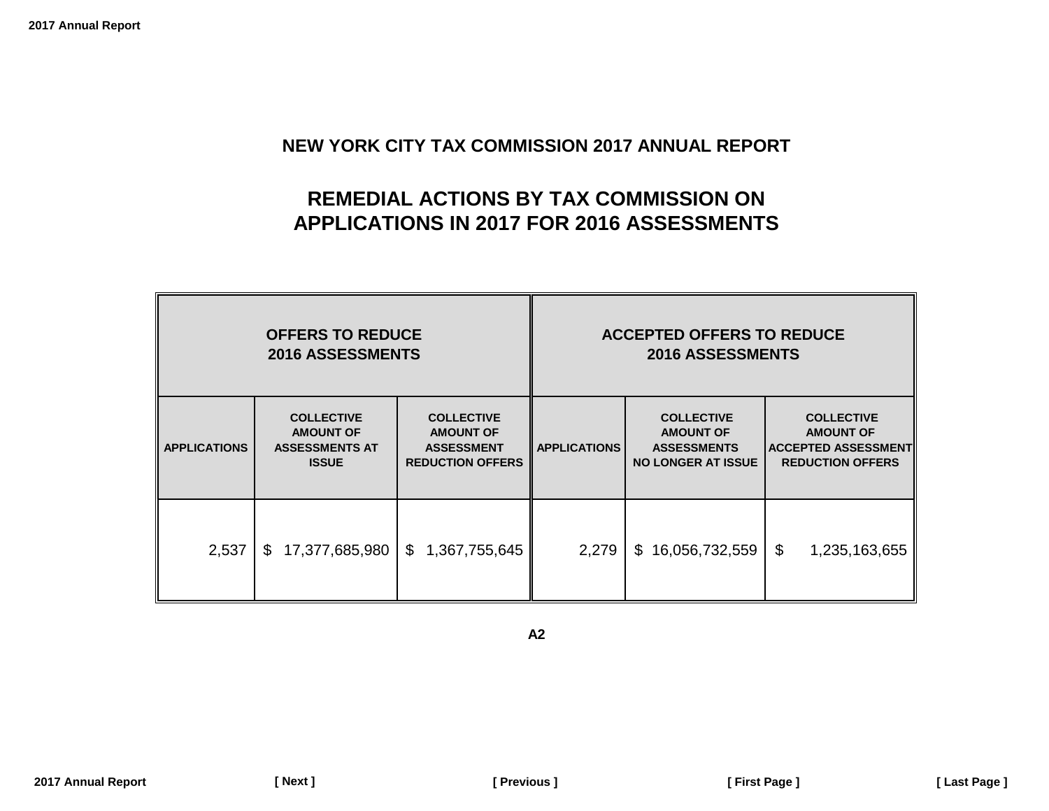# NEW YORK CITY TAX COMMISSION 2017 ANNUAL REPORT

## REMEDIAL ACTIONS BY TAX COMMISSION ON APPLICATIONS IN 2017 FOR 2016 ASSESSMENTS

| OFFERS TO REDUCE 2016 ASSESSMENTS | | | ACCEPTED OFFERS TO REDUCE 2016 ASSESSMENTS | | |
|---|---|---|---|---|---|
| APPLICATIONS | COLLECTIVE AMOUNT OF ASSESSMENTS AT ISSUE | COLLECTIVE AMOUNT OF ASSESSMENT REDUCTION OFFERS | APPLICATIONS | COLLECTIVE AMOUNT OF ASSESSMENTS NO LONGER AT ISSUE | COLLECTIVE AMOUNT OF ACCEPTED ASSESSMENT REDUCTION OFFERS |
| 2,537 | $ 17,377,685,980 | $ 1,367,755,645 | 2,279 | $ 16,056,732,559 | $ 1,235,163,655 |

A2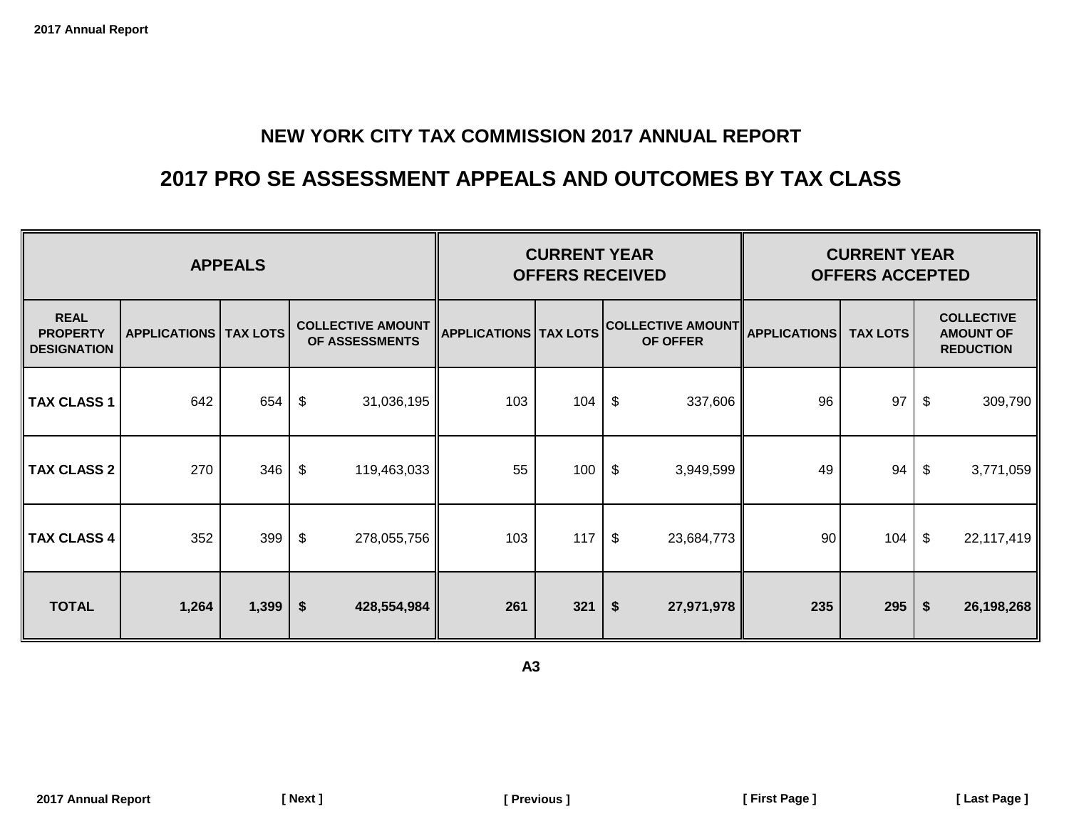# NEW YORK CITY TAX COMMISSION 2017 ANNUAL REPORT

## 2017 PRO SE ASSESSMENT APPEALS AND OUTCOMES BY TAX CLASS

| APPEALS | | | | CURRENT YEAR OFFERS RECEIVED | | | CURRENT YEAR OFFERS ACCEPTED | | |
|---|---|---|---|---|---|---|---|---|---|
| REAL PROPERTY DESIGNATION | APPLICATIONS | TAX LOTS | COLLECTIVE AMOUNT OF ASSESSMENTS | APPLICATIONS | TAX LOTS | COLLECTIVE AMOUNT OF OFFER | APPLICATIONS | TAX LOTS | COLLECTIVE AMOUNT OF REDUCTION |
| TAX CLASS 1 | 642 | 654 | $ 31,036,195 | 103 | 104 | $ 337,606 | 96 | 97 | $ 309,790 |
| TAX CLASS 2 | 270 | 346 | $ 119,463,033 | 55 | 100 | $ 3,949,599 | 49 | 94 | $ 3,771,059 |
| TAX CLASS 4 | 352 | 399 | $ 278,055,756 | 103 | 117 | $ 23,684,773 | 90 | 104 | $ 22,117,419 |
| **TOTAL** | **1,264** | **1,399** | **$ 428,554,984** | **261** | **321** | **$ 27,971,978** | **235** | **295** | **$ 26,198,268** |

**A3**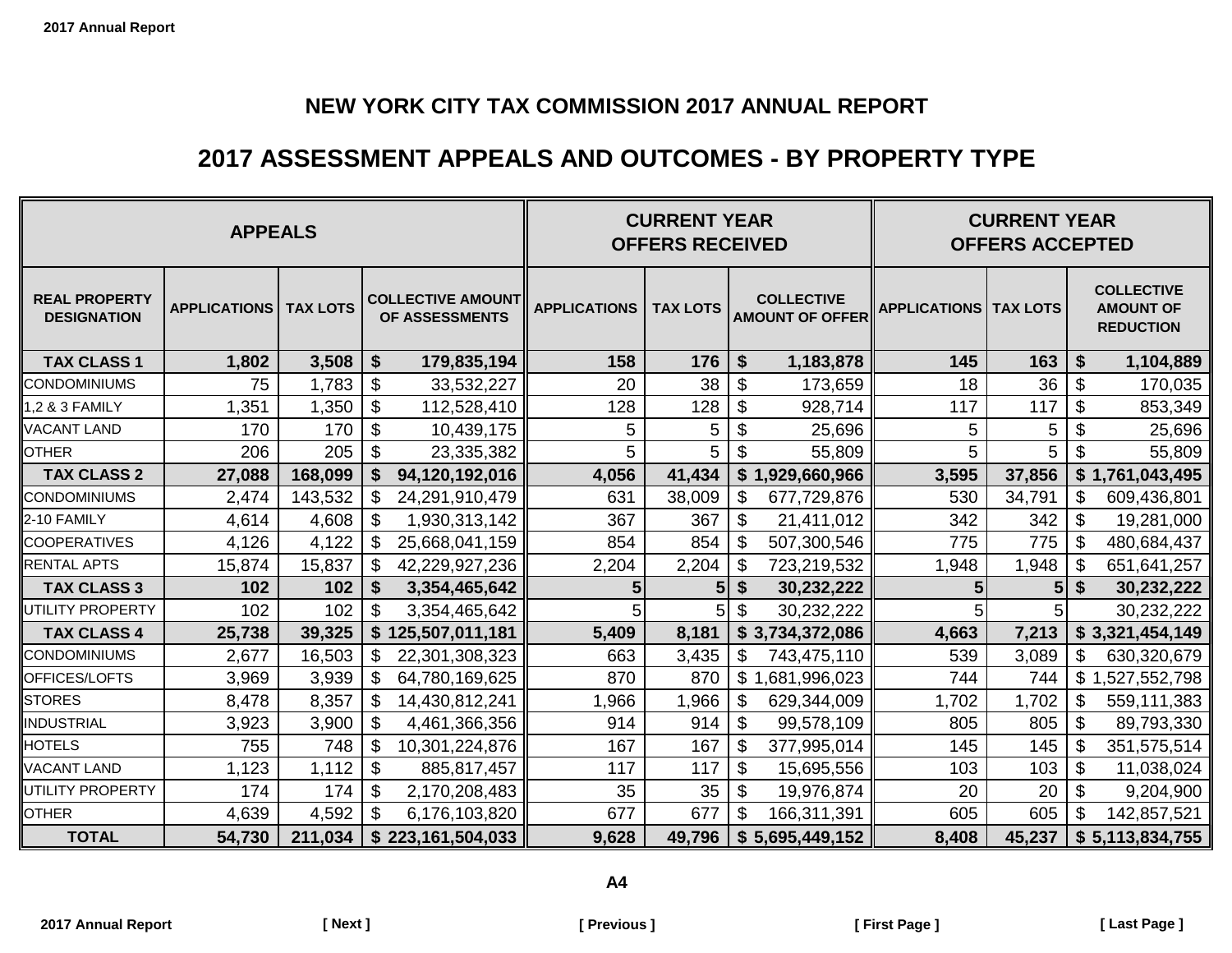# NEW YORK CITY TAX COMMISSION 2017 ANNUAL REPORT

## 2017 ASSESSMENT APPEALS AND OUTCOMES - BY PROPERTY TYPE

| APPEALS | | | | CURRENT YEAR OFFERS RECEIVED | | | CURRENT YEAR OFFERS ACCEPTED | | |
|---|---|---|---|---|---|---|---|---|---|
| REAL PROPERTY DESIGNATION | APPLICATIONS | TAX LOTS | COLLECTIVE AMOUNT OF ASSESSMENTS | APPLICATIONS | TAX LOTS | COLLECTIVE AMOUNT OF OFFER | APPLICATIONS | TAX LOTS | COLLECTIVE AMOUNT OF REDUCTION |
| **TAX CLASS 1** | **1,802** | **3,508** | **$ 179,835,194** | **158** | **176** | **$ 1,183,878** | **145** | **163** | **$ 1,104,889** |
| CONDOMINIUMS | 75 | 1,783 | $ 33,532,227 | 20 | 38 | $ 173,659 | 18 | 36 | $ 170,035 |
| 1,2 & 3 FAMILY | 1,351 | 1,350 | $ 112,528,410 | 128 | 128 | $ 928,714 | 117 | 117 | $ 853,349 |
| VACANT LAND | 170 | 170 | $ 10,439,175 | 5 | 5 | $ 25,696 | 5 | 5 | $ 25,696 |
| OTHER | 206 | 205 | $ 23,335,382 | 5 | 5 | $ 55,809 | 5 | 5 | $ 55,809 |
| **TAX CLASS 2** | **27,088** | **168,099** | **$ 94,120,192,016** | **4,056** | **41,434** | **$ 1,929,660,966** | **3,595** | **37,856** | **$ 1,761,043,495** |
| CONDOMINIUMS | 2,474 | 143,532 | $ 24,291,910,479 | 631 | 38,009 | $ 677,729,876 | 530 | 34,791 | $ 609,436,801 |
| 2-10 FAMILY | 4,614 | 4,608 | $ 1,930,313,142 | 367 | 367 | $ 21,411,012 | 342 | 342 | $ 19,281,000 |
| COOPERATIVES | 4,126 | 4,122 | $ 25,668,041,159 | 854 | 854 | $ 507,300,546 | 775 | 775 | $ 480,684,437 |
| RENTAL APTS | 15,874 | 15,837 | $ 42,229,927,236 | 2,204 | 2,204 | $ 723,219,532 | 1,948 | 1,948 | $ 651,641,257 |
| **TAX CLASS 3** | **102** | **102** | **$ 3,354,465,642** | **5** | **5** | **$ 30,232,222** | **5** | **5** | **$ 30,232,222** |
| UTILITY PROPERTY | 102 | 102 | $ 3,354,465,642 | 5 | 5 | $ 30,232,222 | 5 | 5 | 30,232,222 |
| **TAX CLASS 4** | **25,738** | **39,325** | **$ 125,507,011,181** | **5,409** | **8,181** | **$ 3,734,372,086** | **4,663** | **7,213** | **$ 3,321,454,149** |
| CONDOMINIUMS | 2,677 | 16,503 | $ 22,301,308,323 | 663 | 3,435 | $ 743,475,110 | 539 | 3,089 | $ 630,320,679 |
| OFFICES/LOFTS | 3,969 | 3,939 | $ 64,780,169,625 | 870 | 870 | $ 1,681,996,023 | 744 | 744 | $ 1,527,552,798 |
| STORES | 8,478 | 8,357 | $ 14,430,812,241 | 1,966 | 1,966 | $ 629,344,009 | 1,702 | 1,702 | $ 559,111,383 |
| INDUSTRIAL | 3,923 | 3,900 | $ 4,461,366,356 | 914 | 914 | $ 99,578,109 | 805 | 805 | $ 89,793,330 |
| HOTELS | 755 | 748 | $ 10,301,224,876 | 167 | 167 | $ 377,995,014 | 145 | 145 | $ 351,575,514 |
| VACANT LAND | 1,123 | 1,112 | $ 885,817,457 | 117 | 117 | $ 15,695,556 | 103 | 103 | $ 11,038,024 |
| UTILITY PROPERTY | 174 | 174 | $ 2,170,208,483 | 35 | 35 | $ 19,976,874 | 20 | 20 | $ 9,204,900 |
| OTHER | 4,639 | 4,592 | $ 6,176,103,820 | 677 | 677 | $ 166,311,391 | 605 | 605 | $ 142,857,521 |
| **TOTAL** | **54,730** | **211,034** | **$ 223,161,504,033** | **9,628** | **49,796** | **$ 5,695,449,152** | **8,408** | **45,237** | **$ 5,113,834,755** |

A4

[ Next ] [ Previous ] [ First Page ] [ Last Page ]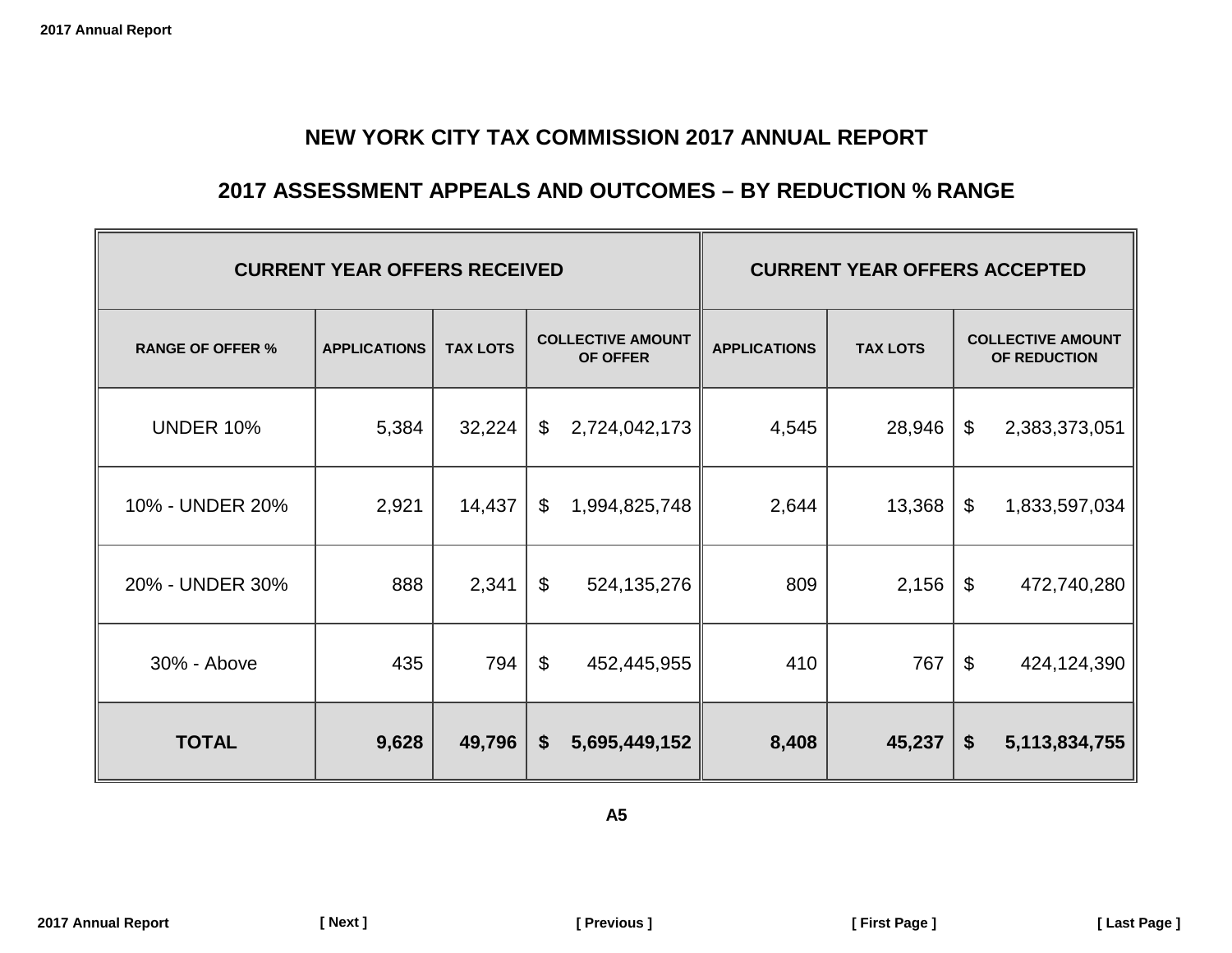# NEW YORK CITY TAX COMMISSION 2017 ANNUAL REPORT

## 2017 ASSESSMENT APPEALS AND OUTCOMES – BY REDUCTION % RANGE

| CURRENT YEAR OFFERS RECEIVED | | | | CURRENT YEAR OFFERS ACCEPTED | | |
|---|---|---|---|---|---|---|
| RANGE OF OFFER % | APPLICATIONS | TAX LOTS | COLLECTIVE AMOUNT OF OFFER | APPLICATIONS | TAX LOTS | COLLECTIVE AMOUNT OF REDUCTION |
| UNDER 10% | 5,384 | 32,224 | $ 2,724,042,173 | 4,545 | 28,946 | $ 2,383,373,051 |
| 10% - UNDER 20% | 2,921 | 14,437 | $ 1,994,825,748 | 2,644 | 13,368 | $ 1,833,597,034 |
| 20% - UNDER 30% | 888 | 2,341 | $ 524,135,276 | 809 | 2,156 | $ 472,740,280 |
| 30% - Above | 435 | 794 | $ 452,445,955 | 410 | 767 | $ 424,124,390 |
| **TOTAL** | **9,628** | **49,796** | **$ 5,695,449,152** | **8,408** | **45,237** | **$ 5,113,834,755** |

A5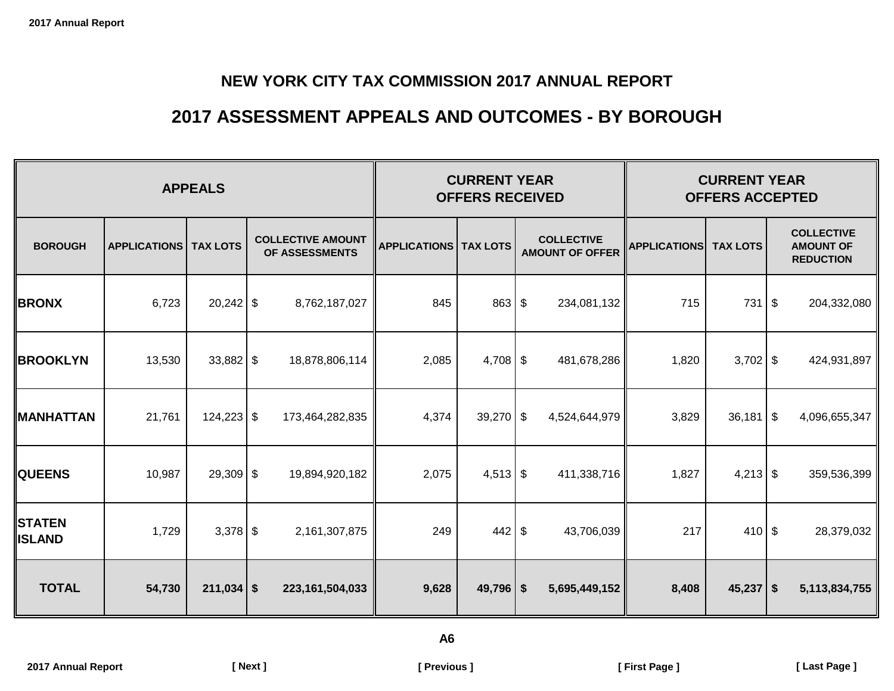# NEW YORK CITY TAX COMMISSION 2017 ANNUAL REPORT

## 2017 ASSESSMENT APPEALS AND OUTCOMES - BY BOROUGH

| APPEALS | | | | CURRENT YEAR OFFERS RECEIVED | | | CURRENT YEAR OFFERS ACCEPTED | | |
|---|---|---|---|---|---|---|---|---|---|
| BOROUGH | APPLICATIONS | TAX LOTS | COLLECTIVE AMOUNT OF ASSESSMENTS | APPLICATIONS | TAX LOTS | COLLECTIVE AMOUNT OF OFFER | APPLICATIONS | TAX LOTS | COLLECTIVE AMOUNT OF REDUCTION |
| **BRONX** | 6,723 | 20,242 | $ 8,762,187,027 | 845 | 863 | $ 234,081,132 | 715 | 731 | $ 204,332,080 |
| **BROOKLYN** | 13,530 | 33,882 | $ 18,878,806,114 | 2,085 | 4,708 | $ 481,678,286 | 1,820 | 3,702 | $ 424,931,897 |
| **MANHATTAN** | 21,761 | 124,223 | $ 173,464,282,835 | 4,374 | 39,270 | $ 4,524,644,979 | 3,829 | 36,181 | $ 4,096,655,347 |
| **QUEENS** | 10,987 | 29,309 | $ 19,894,920,182 | 2,075 | 4,513 | $ 411,338,716 | 1,827 | 4,213 | $ 359,536,399 |
| **STATEN ISLAND** | 1,729 | 3,378 | $ 2,161,307,875 | 249 | 442 | $ 43,706,039 | 217 | 410 | $ 28,379,032 |
| **TOTAL** | **54,730** | **211,034** | **$ 223,161,504,033** | **9,628** | **49,796** | **$ 5,695,449,152** | **8,408** | **45,237** | **$ 5,113,834,755** |

A6

[ Next ] [ Previous ] [ First Page ] [ Last Page ]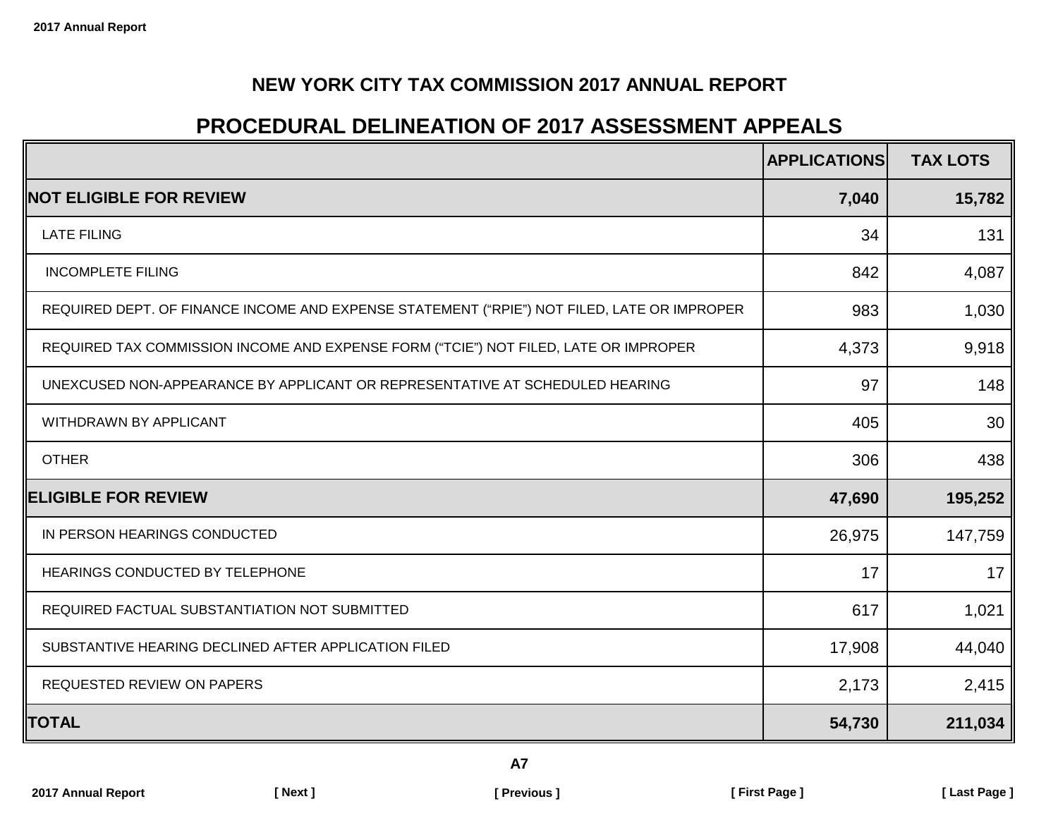# NEW YORK CITY TAX COMMISSION 2017 ANNUAL REPORT

## PROCEDURAL DELINEATION OF 2017 ASSESSMENT APPEALS

| | APPLICATIONS | TAX LOTS |
|---|---|---|
| **NOT ELIGIBLE FOR REVIEW** | **7,040** | **15,782** |
| LATE FILING | 34 | 131 |
| INCOMPLETE FILING | 842 | 4,087 |
| REQUIRED DEPT. OF FINANCE INCOME AND EXPENSE STATEMENT (“RPIE”) NOT FILED, LATE OR IMPROPER | 983 | 1,030 |
| REQUIRED TAX COMMISSION INCOME AND EXPENSE FORM (“TCIE”) NOT FILED, LATE OR IMPROPER | 4,373 | 9,918 |
| UNEXCUSED NON-APPEARANCE BY APPLICANT OR REPRESENTATIVE AT SCHEDULED HEARING | 97 | 148 |
| WITHDRAWN BY APPLICANT | 405 | 30 |
| OTHER | 306 | 438 |
| **ELIGIBLE FOR REVIEW** | **47,690** | **195,252** |
| IN PERSON HEARINGS CONDUCTED | 26,975 | 147,759 |
| HEARINGS CONDUCTED BY TELEPHONE | 17 | 17 |
| REQUIRED FACTUAL SUBSTANTIATION NOT SUBMITTED | 617 | 1,021 |
| SUBSTANTIVE HEARING DECLINED AFTER APPLICATION FILED | 17,908 | 44,040 |
| REQUESTED REVIEW ON PAPERS | 2,173 | 2,415 |
| **TOTAL** | **54,730** | **211,034** |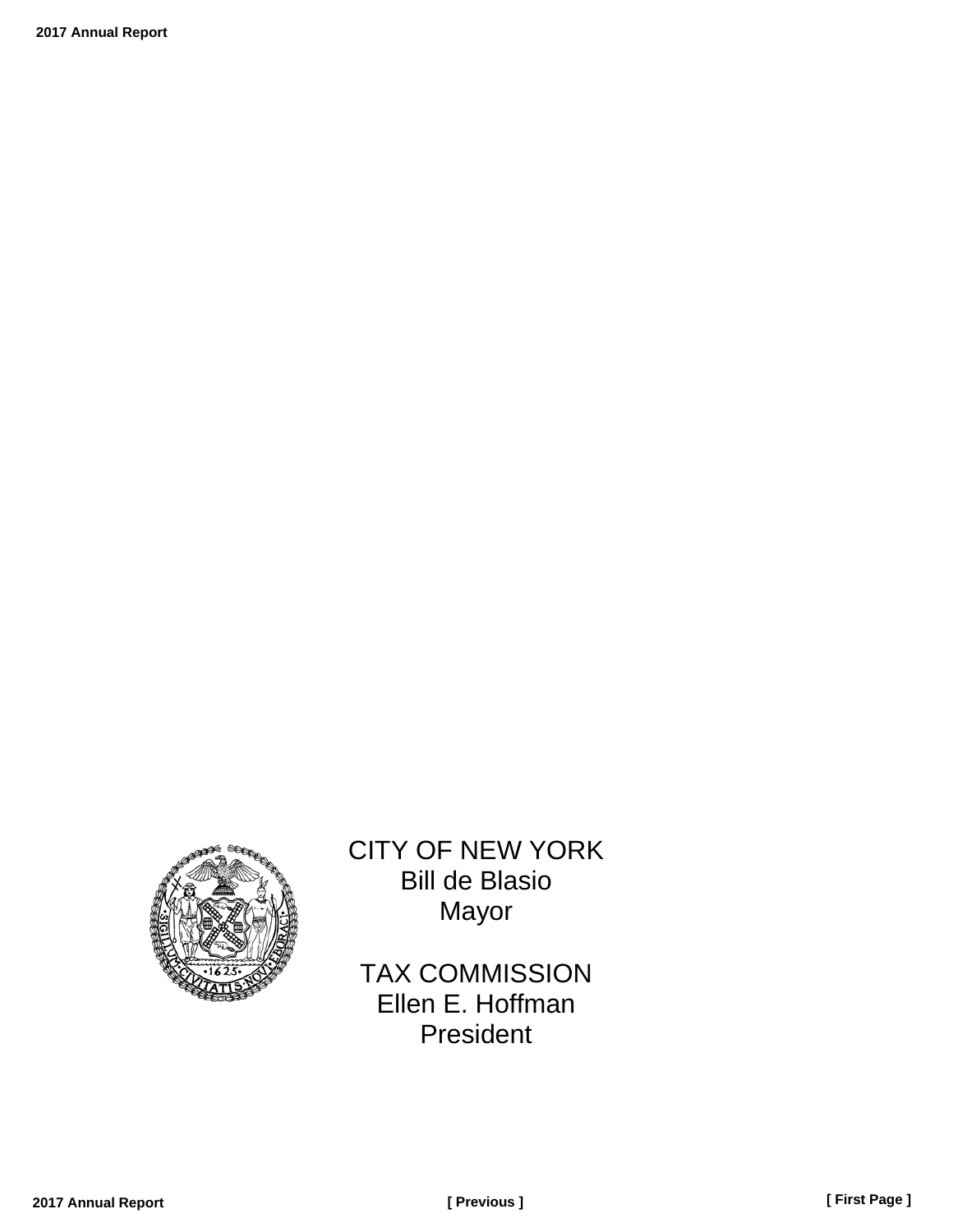CITY OF NEW YORK
Bill de Blasio
Mayor

TAX COMMISSION
Ellen E. Hoffman
President